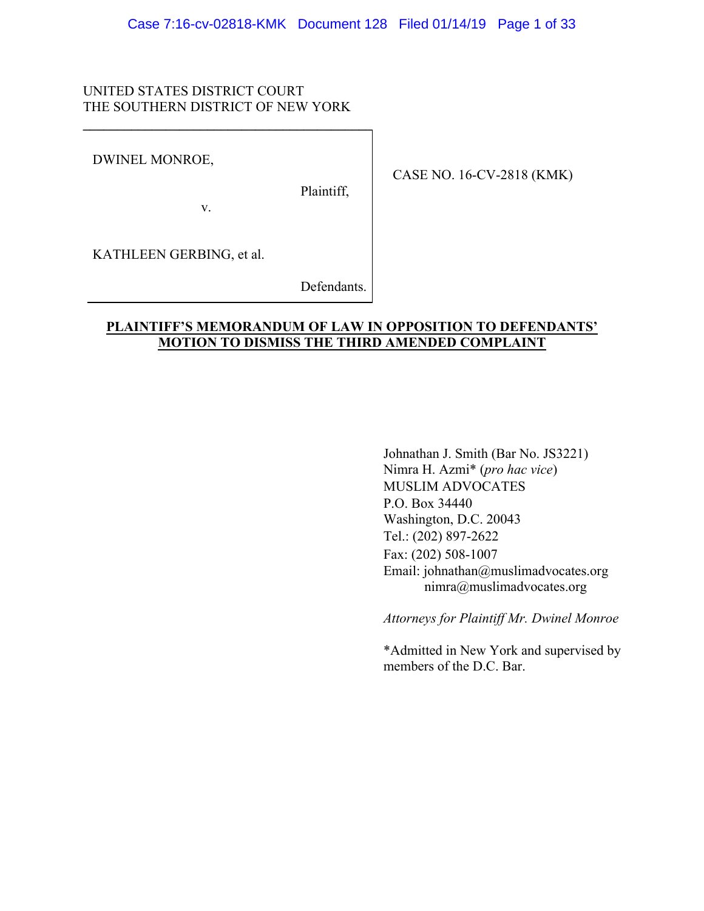UNITED STATES DISTRICT COURT
THE SOUTHERN DISTRICT OF NEW YORK

| | |
|---|---|
| DWINEL MONROE,<br><br>Plaintiff,<br><br>v.<br><br>KATHLEEN GERBING, et al.<br><br>Defendants. | CASE NO. 16-CV-2818 (KMK) |

**PLAINTIFF'S MEMORANDUM OF LAW IN OPPOSITION TO DEFENDANTS' MOTION TO DISMISS THE THIRD AMENDED COMPLAINT**

Johnathan J. Smith (Bar No. JS3221)
Nimra H. Azmi* (*pro hac vice*)
MUSLIM ADVOCATES
P.O. Box 34440
Washington, D.C. 20043
Tel.: (202) 897-2622
Fax: (202) 508-1007
Email: johnathan@muslimadvocates.org
nimra@muslimadvocates.org

*Attorneys for Plaintiff Mr. Dwinel Monroe*

*Admitted in New York and supervised by members of the D.C. Bar.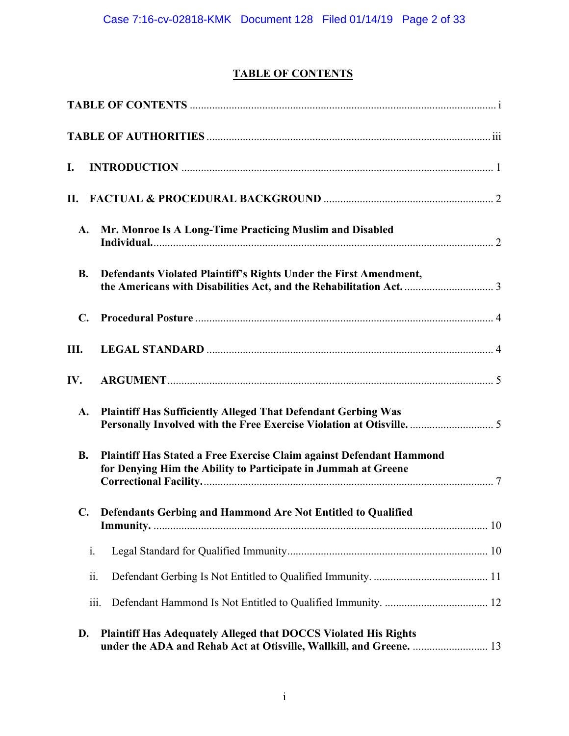# TABLE OF CONTENTS

**TABLE OF CONTENTS** .................................................................................................... i

**TABLE OF AUTHORITIES** .............................................................................................. iii

**I. INTRODUCTION** ........................................................................................................ 1

**II. FACTUAL & PROCEDURAL BACKGROUND** .......................................................... 2

- **A. Mr. Monroe Is A Long-Time Practicing Muslim and Disabled Individual.** .............................................................................................................. 2

- **B. Defendants Violated Plaintiff's Rights Under the First Amendment, the Americans with Disabilities Act, and the Rehabilitation Act.** ............................... 3

- **C. Procedural Posture** ............................................................................................... 4

**III. LEGAL STANDARD** ..................................................................................................... 4

**IV. ARGUMENT** ................................................................................................................. 5

- **A. Plaintiff Has Sufficiently Alleged That Defendant Gerbing Was Personally Involved with the Free Exercise Violation at Otisville.** .............................. 5

- **B. Plaintiff Has Stated a Free Exercise Claim against Defendant Hammond for Denying Him the Ability to Participate in Jummah at Greene Correctional Facility.** .......................................................................................... 7

- **C. Defendants Gerbing and Hammond Are Not Entitled to Qualified Immunity.** .......................................................................................................... 10

  - i. Legal Standard for Qualified Immunity ....................................................... 10

  - ii. Defendant Gerbing Is Not Entitled to Qualified Immunity. ......................................... 11

  - iii. Defendant Hammond Is Not Entitled to Qualified Immunity. ..................................... 12

- **D. Plaintiff Has Adequately Alleged that DOCCS Violated His Rights under the ADA and Rehab Act at Otisville, Wallkill, and Greene.** ........................... 13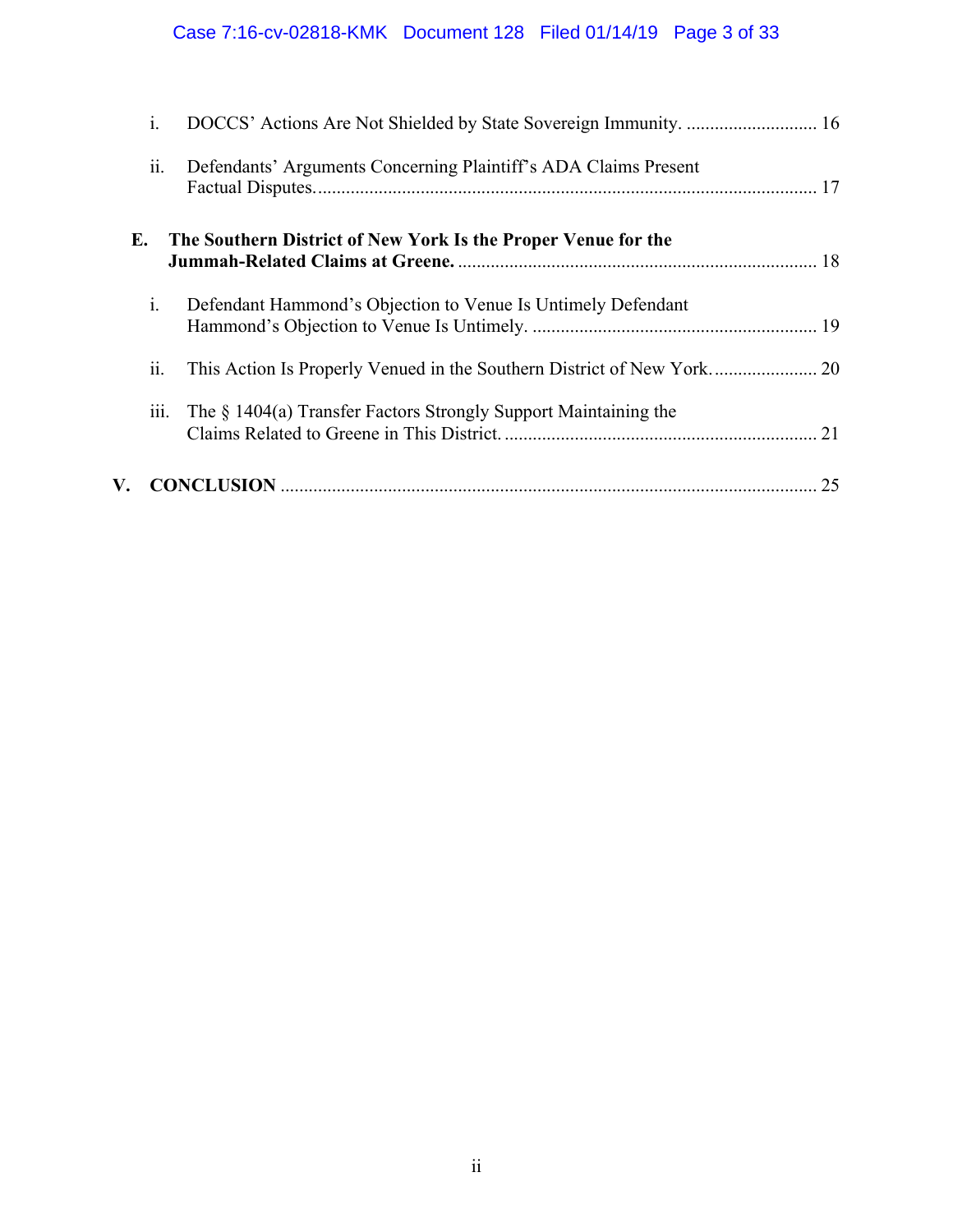i. DOCCS' Actions Are Not Shielded by State Sovereign Immunity. ............................ 16

ii. Defendants' Arguments Concerning Plaintiff's ADA Claims Present Factual Disputes. .......................................................................................................... 17

**E. The Southern District of New York Is the Proper Venue for the Jummah-Related Claims at Greene.** ............................................................................ 18

i. Defendant Hammond's Objection to Venue Is Untimely Defendant Hammond's Objection to Venue Is Untimely. ............................................................ 19

ii. This Action Is Properly Venued in the Southern District of New York. ...................... 20

iii. The § 1404(a) Transfer Factors Strongly Support Maintaining the Claims Related to Greene in This District. .................................................................. 21

**V. CONCLUSION** .................................................................................................................. 25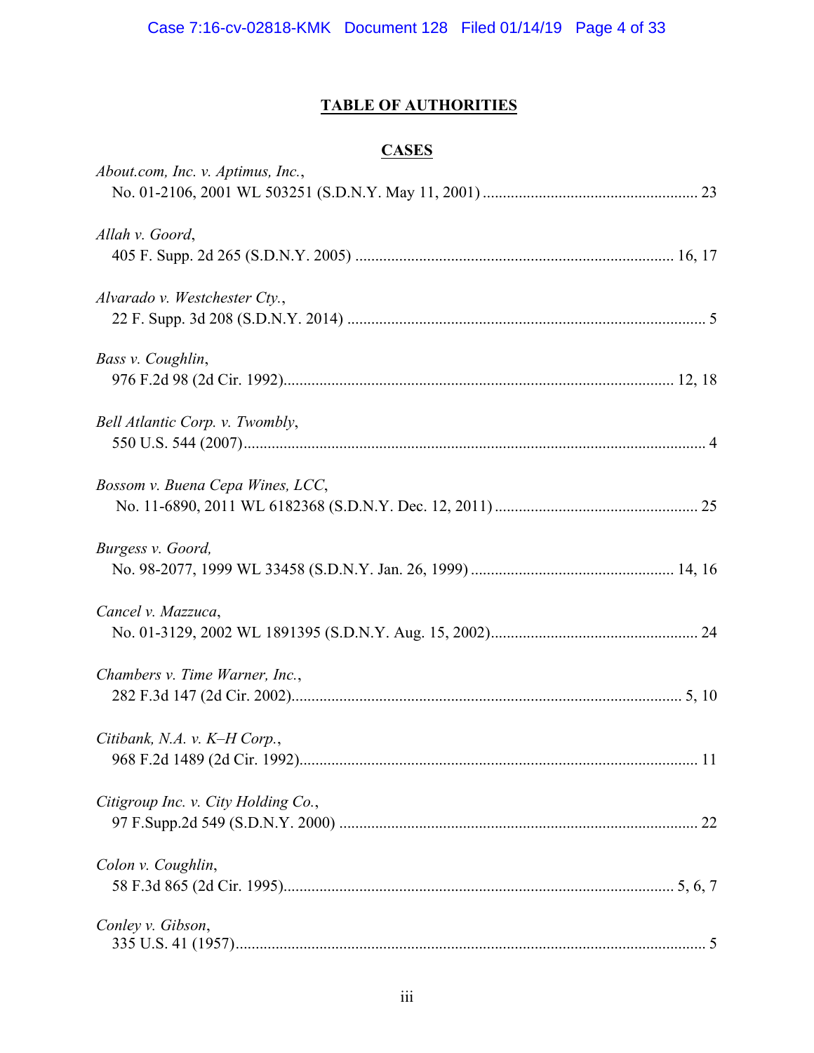# TABLE OF AUTHORITIES

## CASES

*About.com, Inc. v. Aptimus, Inc.*,
No. 01-2106, 2001 WL 503251 (S.D.N.Y. May 11, 2001) ..................................................... 23

*Allah v. Goord*,
405 F. Supp. 2d 265 (S.D.N.Y. 2005) ............................................................................... 16, 17

*Alvarado v. Westchester Cty.*,
22 F. Supp. 3d 208 (S.D.N.Y. 2014) ......................................................................................... 5

*Bass v. Coughlin*,
976 F.2d 98 (2d Cir. 1992)................................................................................................. 12, 18

*Bell Atlantic Corp. v. Twombly*,
550 U.S. 544 (2007)................................................................................................................... 4

*Bossom v. Buena Cepa Wines, LCC*,
No. 11-6890, 2011 WL 6182368 (S.D.N.Y. Dec. 12, 2011) .................................................. 25

*Burgess v. Goord,*
No. 98-2077, 1999 WL 33458 (S.D.N.Y. Jan. 26, 1999) .................................................. 14, 16

*Cancel v. Mazzuca*,
No. 01-3129, 2002 WL 1891395 (S.D.N.Y. Aug. 15, 2002)................................................... 24

*Chambers v. Time Warner, Inc.*,
282 F.3d 147 (2d Cir. 2002)................................................................................................. 5, 10

*Citibank, N.A. v. K–H Corp.*,
968 F.2d 1489 (2d Cir. 1992).................................................................................................. 11

*Citigroup Inc. v. City Holding Co.*,
97 F.Supp.2d 549 (S.D.N.Y. 2000) ........................................................................................ 22

*Colon v. Coughlin*,
58 F.3d 865 (2d Cir. 1995)................................................................................................. 5, 6, 7

*Conley v. Gibson*,
335 U.S. 41 (1957)..................................................................................................................... 5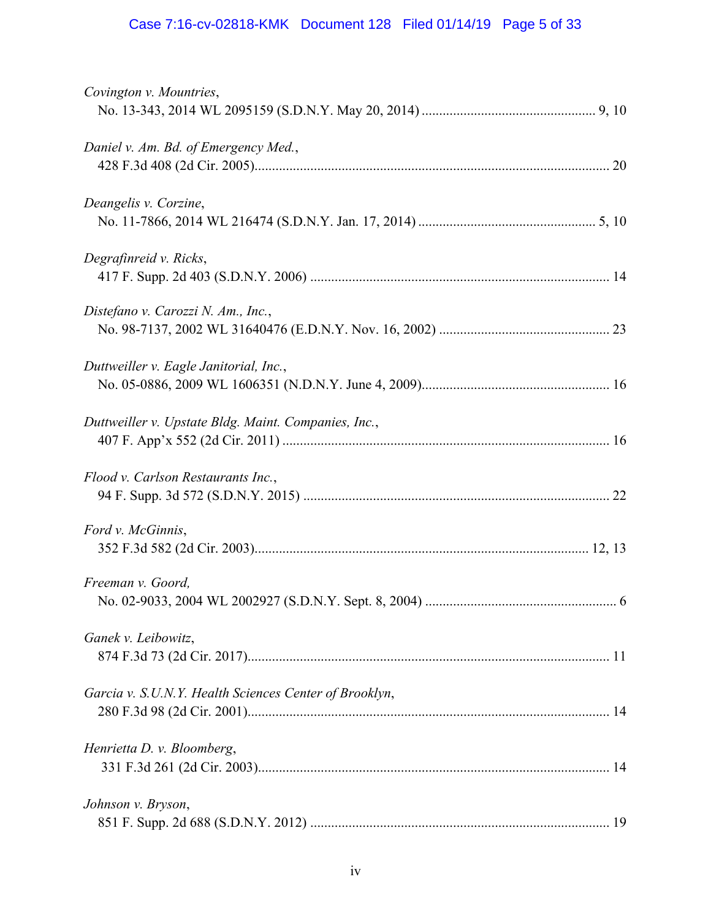*Covington v. Mountries*,
No. 13-343, 2014 WL 2095159 (S.D.N.Y. May 20, 2014) ................................................ 9, 10

*Daniel v. Am. Bd. of Emergency Med.*,
428 F.3d 408 (2d Cir. 2005)..................................................................................................... 20

*Deangelis v. Corzine*,
No. 11-7866, 2014 WL 216474 (S.D.N.Y. Jan. 17, 2014) .................................................. 5, 10

*Degrafinreid v. Ricks*,
417 F. Supp. 2d 403 (S.D.N.Y. 2006) ..................................................................................... 14

*Distefano v. Carozzi N. Am., Inc.*,
No. 98-7137, 2002 WL 31640476 (E.D.N.Y. Nov. 16, 2002) ................................................ 23

*Duttweiller v. Eagle Janitorial, Inc.*,
No. 05-0886, 2009 WL 1606351 (N.D.N.Y. June 4, 2009).................................................... 16

*Duttweiller v. Upstate Bldg. Maint. Companies, Inc.*,
407 F. App'x 552 (2d Cir. 2011) ............................................................................................. 16

*Flood v. Carlson Restaurants Inc.*,
94 F. Supp. 3d 572 (S.D.N.Y. 2015) ....................................................................................... 22

*Ford v. McGinnis*,
352 F.3d 582 (2d Cir. 2003)................................................................................................ 12, 13

*Freeman v. Goord,*
No. 02-9033, 2004 WL 2002927 (S.D.N.Y. Sept. 8, 2004) ...................................................... 6

*Ganek v. Leibowitz*,
874 F.3d 73 (2d Cir. 2017)....................................................................................................... 11

*Garcia v. S.U.N.Y. Health Sciences Center of Brooklyn*,
280 F.3d 98 (2d Cir. 2001)....................................................................................................... 14

*Henrietta D. v. Bloomberg*,
331 F.3d 261 (2d Cir. 2003).................................................................................................... 14

*Johnson v. Bryson*,
851 F. Supp. 2d 688 (S.D.N.Y. 2012) ..................................................................................... 19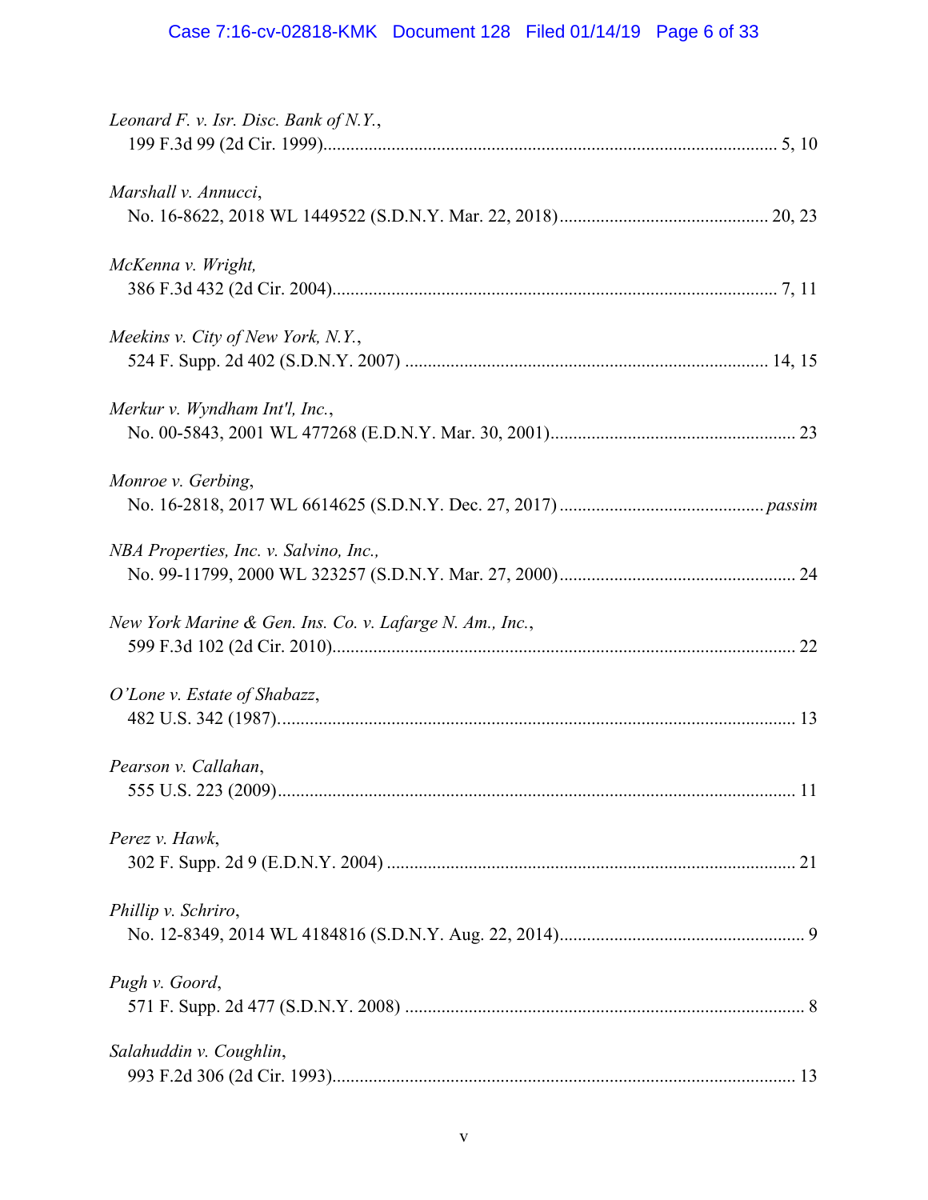*Leonard F. v. Isr. Disc. Bank of N.Y.*,
199 F.3d 99 (2d Cir. 1999)........................................................................................... 5, 10

*Marshall v. Annucci*,
No. 16-8622, 2018 WL 1449522 (S.D.N.Y. Mar. 22, 2018)............................................. 20, 23

*McKenna v. Wright,*
386 F.3d 432 (2d Cir. 2004)........................................................................................... 7, 11

*Meekins v. City of New York, N.Y.*,
524 F. Supp. 2d 402 (S.D.N.Y. 2007) .............................................................................. 14, 15

*Merkur v. Wyndham Int'l, Inc.*,
No. 00-5843, 2001 WL 477268 (E.D.N.Y. Mar. 30, 2001)..................................................... 23

*Monroe v. Gerbing*,
No. 16-2818, 2017 WL 6614625 (S.D.N.Y. Dec. 27, 2017) ............................................ *passim*

*NBA Properties, Inc. v. Salvino, Inc.,*
No. 99-11799, 2000 WL 323257 (S.D.N.Y. Mar. 27, 2000).................................................. 24

*New York Marine & Gen. Ins. Co. v. Lafarge N. Am., Inc.*,
599 F.3d 102 (2d Cir. 2010)................................................................................................ 22

*O'Lone v. Estate of Shabazz*,
482 U.S. 342 (1987)........................................................................................................... 13

*Pearson v. Callahan*,
555 U.S. 223 (2009)........................................................................................................... 11

*Perez v. Hawk*,
302 F. Supp. 2d 9 (E.D.N.Y. 2004) ..................................................................................... 21

*Phillip v. Schriro*,
No. 12-8349, 2014 WL 4184816 (S.D.N.Y. Aug. 22, 2014)..................................................... 9

*Pugh v. Goord*,
571 F. Supp. 2d 477 (S.D.N.Y. 2008) .................................................................................... 8

*Salahuddin v. Coughlin*,
993 F.2d 306 (2d Cir. 1993)................................................................................................ 13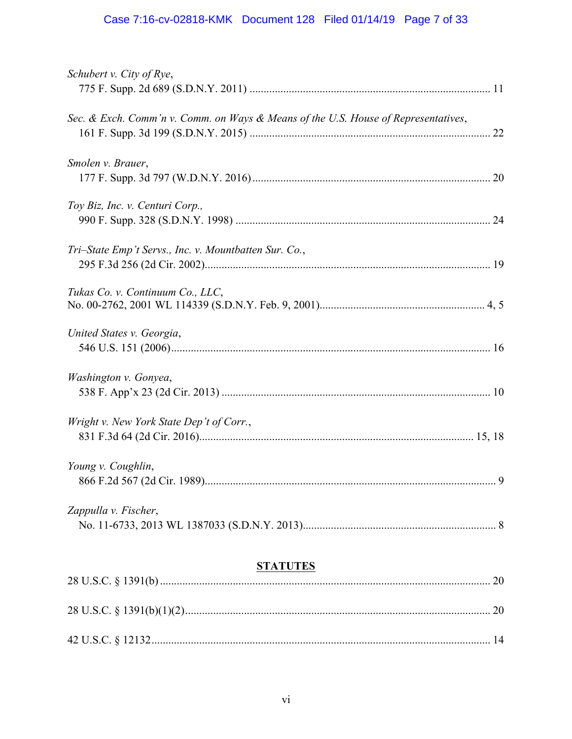*Schubert v. City of Rye*,
775 F. Supp. 2d 689 (S.D.N.Y. 2011) ..................................................................................... 11

*Sec. & Exch. Comm'n v. Comm. on Ways & Means of the U.S. House of Representatives*,
161 F. Supp. 3d 199 (S.D.N.Y. 2015) ..................................................................................... 22

*Smolen v. Brauer*,
177 F. Supp. 3d 797 (W.D.N.Y. 2016) .................................................................................... 20

*Toy Biz, Inc. v. Centuri Corp.*,
990 F. Supp. 328 (S.D.N.Y. 1998) .......................................................................................... 24

*Tri–State Emp't Servs., Inc. v. Mountbatten Sur. Co.*,
295 F.3d 256 (2d Cir. 2002)...................................................................................................... 19

*Tukas Co. v. Continuum Co., LLC*,
No. 00-2762, 2001 WL 114339 (S.D.N.Y. Feb. 9, 2001)........................................................... 4, 5

*United States v. Georgia*,
546 U.S. 151 (2006).................................................................................................................. 16

*Washington v. Gonyea*,
538 F. App'x 23 (2d Cir. 2013) ................................................................................................ 10

*Wright v. New York State Dep't of Corr.*,
831 F.3d 64 (2d Cir. 2016)................................................................................................. 15, 18

*Young v. Coughlin*,
866 F.2d 567 (2d Cir. 1989)........................................................................................................ 9

*Zappulla v. Fischer*,
No. 11-6733, 2013 WL 1387033 (S.D.N.Y. 2013)..................................................................... 8

## STATUTES

28 U.S.C. § 1391(b) ...................................................................................................................... 20

28 U.S.C. § 1391(b)(1)(2)............................................................................................................. 20

42 U.S.C. § 12132........................................................................................................................ 14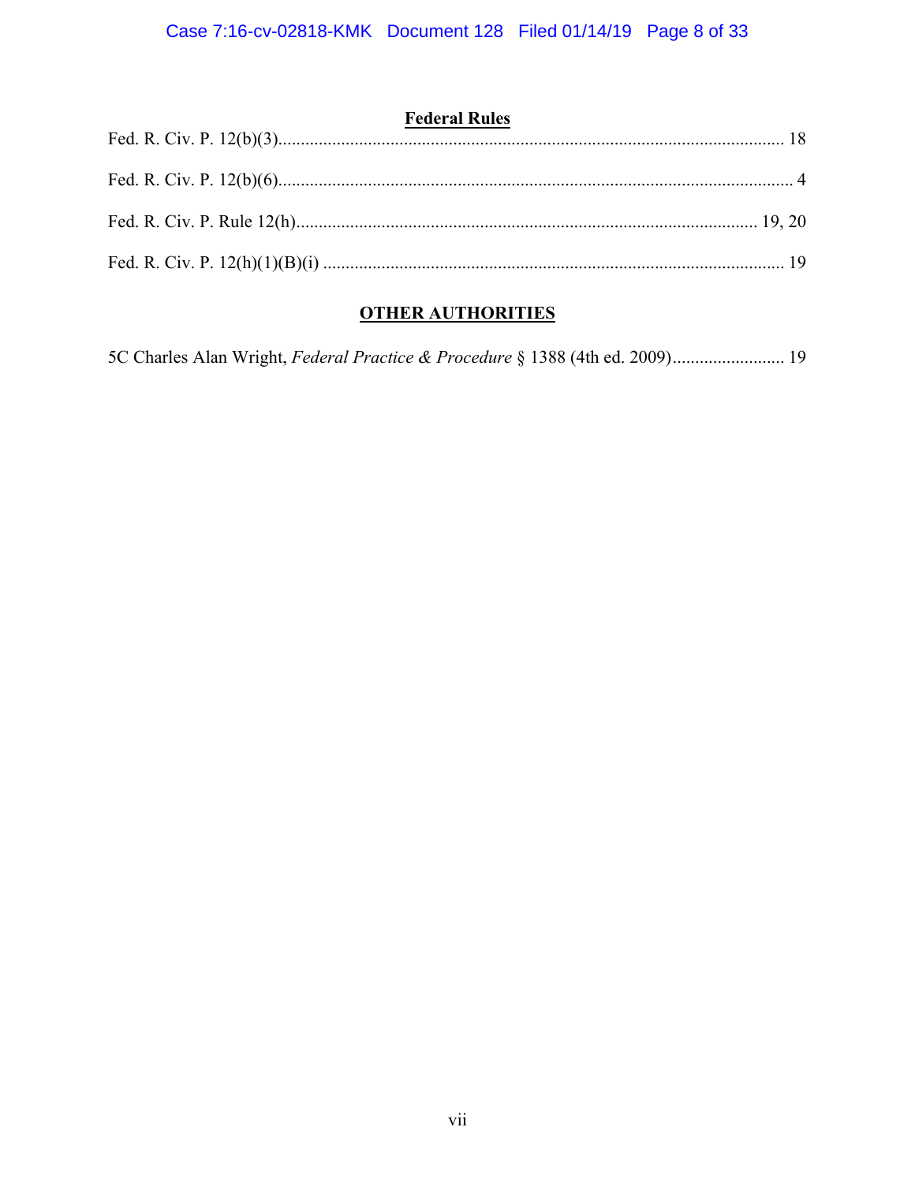## Federal Rules

Fed. R. Civ. P. 12(b)(3)........................................................................................................ 18

Fed. R. Civ. P. 12(b)(6).......................................................................................................... 4

Fed. R. Civ. P. Rule 12(h)............................................................................................. 19, 20

Fed. R. Civ. P. 12(h)(1)(B)(i) ............................................................................................. 19

## OTHER AUTHORITIES

5C Charles Alan Wright, *Federal Practice & Procedure* § 1388 (4th ed. 2009)......................... 19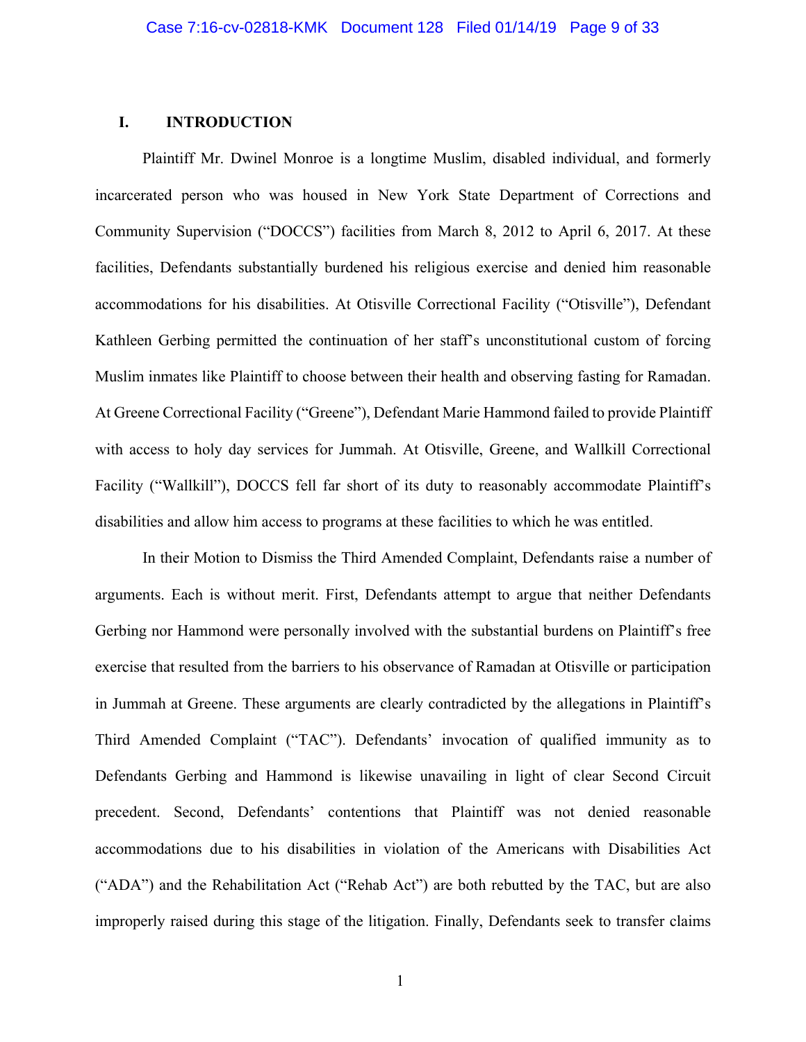## I. INTRODUCTION

Plaintiff Mr. Dwinel Monroe is a longtime Muslim, disabled individual, and formerly incarcerated person who was housed in New York State Department of Corrections and Community Supervision ("DOCCS") facilities from March 8, 2012 to April 6, 2017. At these facilities, Defendants substantially burdened his religious exercise and denied him reasonable accommodations for his disabilities. At Otisville Correctional Facility ("Otisville"), Defendant Kathleen Gerbing permitted the continuation of her staff's unconstitutional custom of forcing Muslim inmates like Plaintiff to choose between their health and observing fasting for Ramadan. At Greene Correctional Facility ("Greene"), Defendant Marie Hammond failed to provide Plaintiff with access to holy day services for Jummah. At Otisville, Greene, and Wallkill Correctional Facility ("Wallkill"), DOCCS fell far short of its duty to reasonably accommodate Plaintiff's disabilities and allow him access to programs at these facilities to which he was entitled.

In their Motion to Dismiss the Third Amended Complaint, Defendants raise a number of arguments. Each is without merit. First, Defendants attempt to argue that neither Defendants Gerbing nor Hammond were personally involved with the substantial burdens on Plaintiff's free exercise that resulted from the barriers to his observance of Ramadan at Otisville or participation in Jummah at Greene. These arguments are clearly contradicted by the allegations in Plaintiff's Third Amended Complaint ("TAC"). Defendants' invocation of qualified immunity as to Defendants Gerbing and Hammond is likewise unavailing in light of clear Second Circuit precedent. Second, Defendants' contentions that Plaintiff was not denied reasonable accommodations due to his disabilities in violation of the Americans with Disabilities Act ("ADA") and the Rehabilitation Act ("Rehab Act") are both rebutted by the TAC, but are also improperly raised during this stage of the litigation. Finally, Defendants seek to transfer claims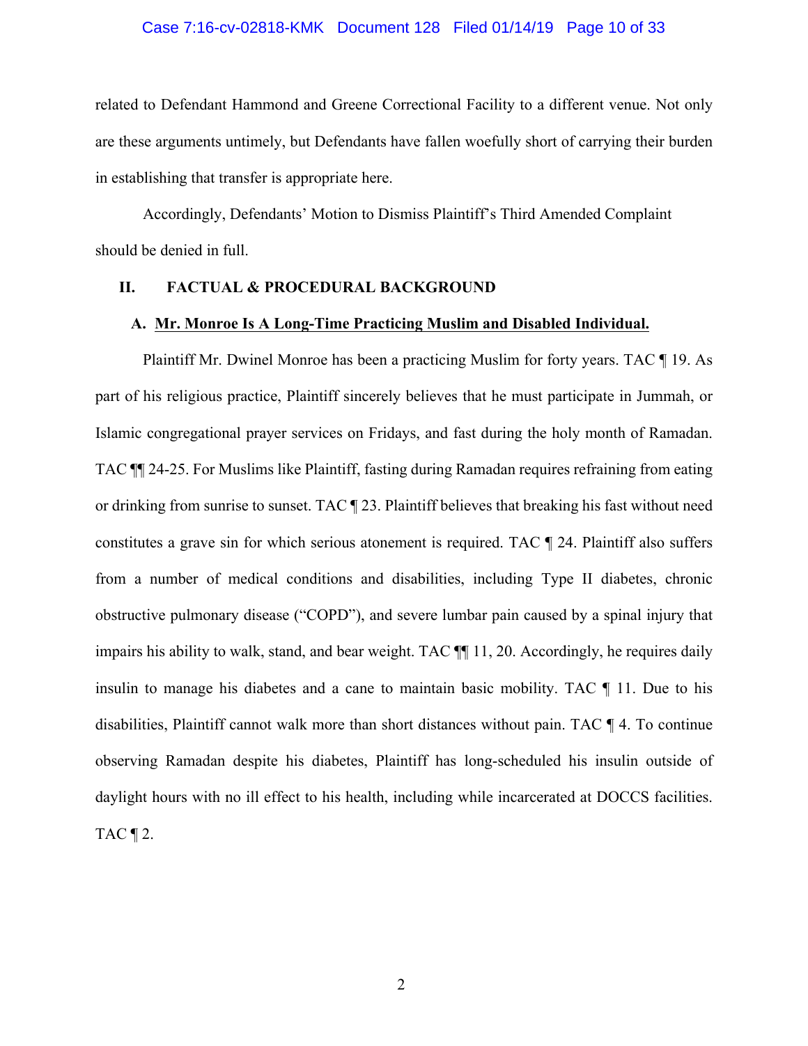related to Defendant Hammond and Greene Correctional Facility to a different venue. Not only are these arguments untimely, but Defendants have fallen woefully short of carrying their burden in establishing that transfer is appropriate here.

Accordingly, Defendants' Motion to Dismiss Plaintiff's Third Amended Complaint should be denied in full.

## II. FACTUAL & PROCEDURAL BACKGROUND

### A. Mr. Monroe Is A Long-Time Practicing Muslim and Disabled Individual.

Plaintiff Mr. Dwinel Monroe has been a practicing Muslim for forty years. TAC ¶ 19. As part of his religious practice, Plaintiff sincerely believes that he must participate in Jummah, or Islamic congregational prayer services on Fridays, and fast during the holy month of Ramadan. TAC ¶¶ 24-25. For Muslims like Plaintiff, fasting during Ramadan requires refraining from eating or drinking from sunrise to sunset. TAC ¶ 23. Plaintiff believes that breaking his fast without need constitutes a grave sin for which serious atonement is required. TAC ¶ 24. Plaintiff also suffers from a number of medical conditions and disabilities, including Type II diabetes, chronic obstructive pulmonary disease ("COPD"), and severe lumbar pain caused by a spinal injury that impairs his ability to walk, stand, and bear weight. TAC ¶¶ 11, 20. Accordingly, he requires daily insulin to manage his diabetes and a cane to maintain basic mobility. TAC ¶ 11. Due to his disabilities, Plaintiff cannot walk more than short distances without pain. TAC ¶ 4. To continue observing Ramadan despite his diabetes, Plaintiff has long-scheduled his insulin outside of daylight hours with no ill effect to his health, including while incarcerated at DOCCS facilities. TAC ¶ 2.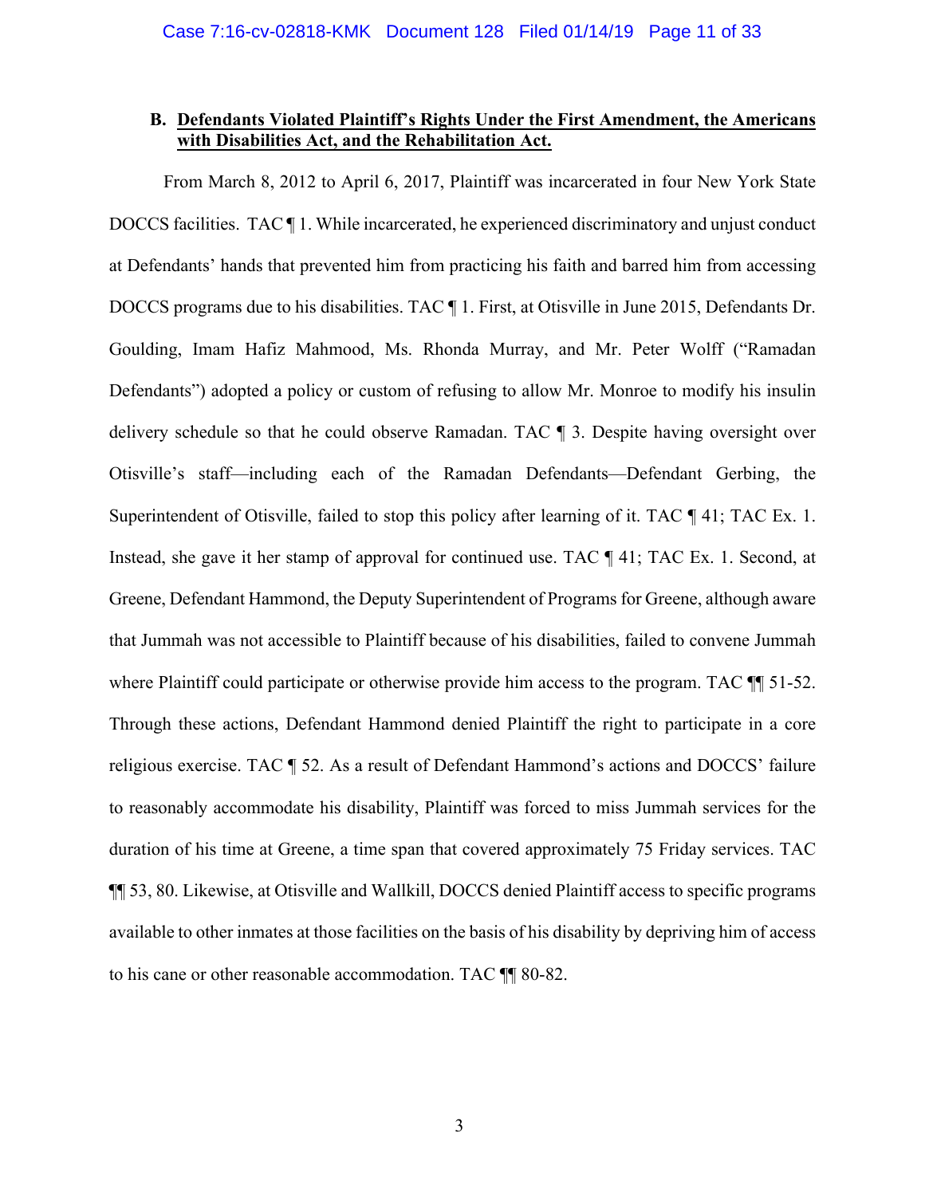### B. <u>Defendants Violated Plaintiff's Rights Under the First Amendment, the Americans with Disabilities Act, and the Rehabilitation Act.</u>

From March 8, 2012 to April 6, 2017, Plaintiff was incarcerated in four New York State DOCCS facilities. TAC ¶ 1. While incarcerated, he experienced discriminatory and unjust conduct at Defendants' hands that prevented him from practicing his faith and barred him from accessing DOCCS programs due to his disabilities. TAC ¶ 1. First, at Otisville in June 2015, Defendants Dr. Goulding, Imam Hafiz Mahmood, Ms. Rhonda Murray, and Mr. Peter Wolff ("Ramadan Defendants") adopted a policy or custom of refusing to allow Mr. Monroe to modify his insulin delivery schedule so that he could observe Ramadan. TAC ¶ 3. Despite having oversight over Otisville's staff—including each of the Ramadan Defendants—Defendant Gerbing, the Superintendent of Otisville, failed to stop this policy after learning of it. TAC ¶ 41; TAC Ex. 1. Instead, she gave it her stamp of approval for continued use. TAC ¶ 41; TAC Ex. 1. Second, at Greene, Defendant Hammond, the Deputy Superintendent of Programs for Greene, although aware that Jummah was not accessible to Plaintiff because of his disabilities, failed to convene Jummah where Plaintiff could participate or otherwise provide him access to the program. TAC ¶¶ 51-52. Through these actions, Defendant Hammond denied Plaintiff the right to participate in a core religious exercise. TAC ¶ 52. As a result of Defendant Hammond's actions and DOCCS' failure to reasonably accommodate his disability, Plaintiff was forced to miss Jummah services for the duration of his time at Greene, a time span that covered approximately 75 Friday services. TAC ¶¶ 53, 80. Likewise, at Otisville and Wallkill, DOCCS denied Plaintiff access to specific programs available to other inmates at those facilities on the basis of his disability by depriving him of access to his cane or other reasonable accommodation. TAC ¶¶ 80-82.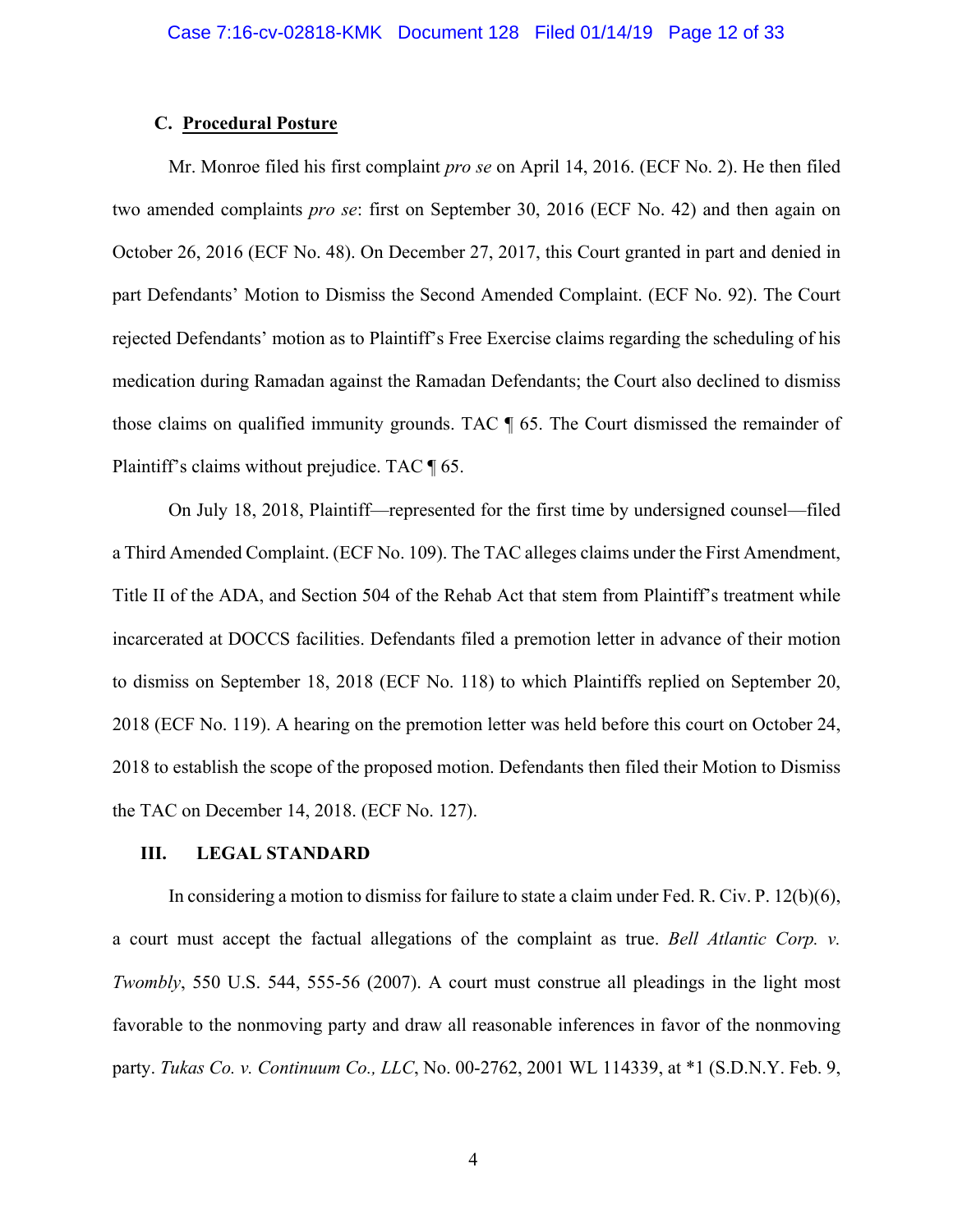### C. <u>Procedural Posture</u>

Mr. Monroe filed his first complaint *pro se* on April 14, 2016. (ECF No. 2). He then filed two amended complaints *pro se*: first on September 30, 2016 (ECF No. 42) and then again on October 26, 2016 (ECF No. 48). On December 27, 2017, this Court granted in part and denied in part Defendants' Motion to Dismiss the Second Amended Complaint. (ECF No. 92). The Court rejected Defendants' motion as to Plaintiff's Free Exercise claims regarding the scheduling of his medication during Ramadan against the Ramadan Defendants; the Court also declined to dismiss those claims on qualified immunity grounds. TAC ¶ 65. The Court dismissed the remainder of Plaintiff's claims without prejudice. TAC ¶ 65.

On July 18, 2018, Plaintiff—represented for the first time by undersigned counsel—filed a Third Amended Complaint. (ECF No. 109). The TAC alleges claims under the First Amendment, Title II of the ADA, and Section 504 of the Rehab Act that stem from Plaintiff's treatment while incarcerated at DOCCS facilities. Defendants filed a premotion letter in advance of their motion to dismiss on September 18, 2018 (ECF No. 118) to which Plaintiffs replied on September 20, 2018 (ECF No. 119). A hearing on the premotion letter was held before this court on October 24, 2018 to establish the scope of the proposed motion. Defendants then filed their Motion to Dismiss the TAC on December 14, 2018. (ECF No. 127).

## III. LEGAL STANDARD

In considering a motion to dismiss for failure to state a claim under Fed. R. Civ. P. 12(b)(6), a court must accept the factual allegations of the complaint as true. *Bell Atlantic Corp. v. Twombly*, 550 U.S. 544, 555-56 (2007). A court must construe all pleadings in the light most favorable to the nonmoving party and draw all reasonable inferences in favor of the nonmoving party. *Tukas Co. v. Continuum Co., LLC*, No. 00-2762, 2001 WL 114339, at *1 (S.D.N.Y. Feb. 9,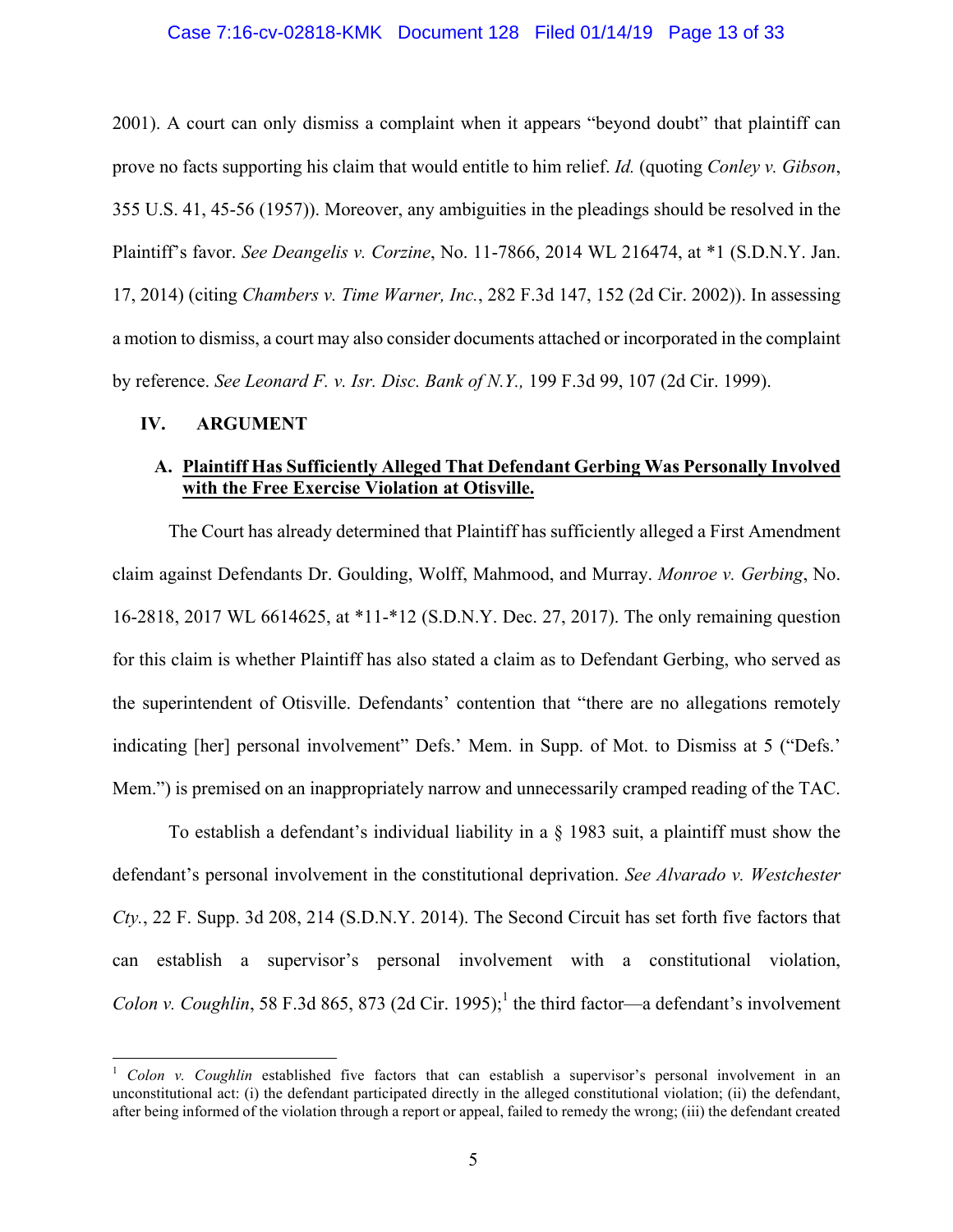2001). A court can only dismiss a complaint when it appears "beyond doubt" that plaintiff can prove no facts supporting his claim that would entitle to him relief. *Id.* (quoting *Conley v. Gibson*, 355 U.S. 41, 45-56 (1957)). Moreover, any ambiguities in the pleadings should be resolved in the Plaintiff's favor. *See Deangelis v. Corzine*, No. 11-7866, 2014 WL 216474, at *1 (S.D.N.Y. Jan. 17, 2014) (citing *Chambers v. Time Warner, Inc.*, 282 F.3d 147, 152 (2d Cir. 2002)). In assessing a motion to dismiss, a court may also consider documents attached or incorporated in the complaint by reference. *See Leonard F. v. Isr. Disc. Bank of N.Y.,* 199 F.3d 99, 107 (2d Cir. 1999).

## IV. ARGUMENT

### A. Plaintiff Has Sufficiently Alleged That Defendant Gerbing Was Personally Involved with the Free Exercise Violation at Otisville.

The Court has already determined that Plaintiff has sufficiently alleged a First Amendment claim against Defendants Dr. Goulding, Wolff, Mahmood, and Murray. *Monroe v. Gerbing*, No. 16-2818, 2017 WL 6614625, at *11-*12 (S.D.N.Y. Dec. 27, 2017). The only remaining question for this claim is whether Plaintiff has also stated a claim as to Defendant Gerbing, who served as the superintendent of Otisville. Defendants' contention that "there are no allegations remotely indicating [her] personal involvement" Defs.' Mem. in Supp. of Mot. to Dismiss at 5 ("Defs.' Mem.") is premised on an inappropriately narrow and unnecessarily cramped reading of the TAC.

To establish a defendant's individual liability in a § 1983 suit, a plaintiff must show the defendant's personal involvement in the constitutional deprivation. *See Alvarado v. Westchester Cty.*, 22 F. Supp. 3d 208, 214 (S.D.N.Y. 2014). The Second Circuit has set forth five factors that can establish a supervisor's personal involvement with a constitutional violation, *Colon v. Coughlin*, 58 F.3d 865, 873 (2d Cir. 1995);[1] the third factor—a defendant's involvement

---

[1] *Colon v. Coughlin* established five factors that can establish a supervisor's personal involvement in an unconstitutional act: (i) the defendant participated directly in the alleged constitutional violation; (ii) the defendant, after being informed of the violation through a report or appeal, failed to remedy the wrong; (iii) the defendant created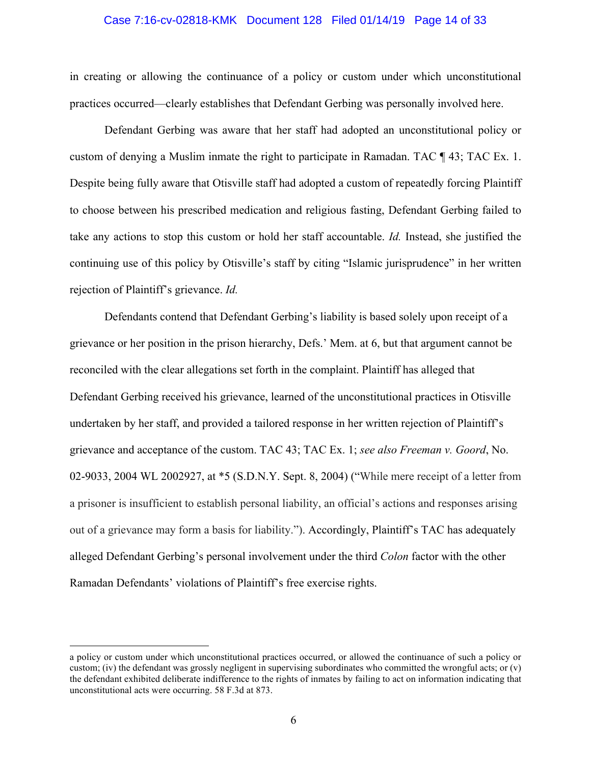in creating or allowing the continuance of a policy or custom under which unconstitutional practices occurred—clearly establishes that Defendant Gerbing was personally involved here.

Defendant Gerbing was aware that her staff had adopted an unconstitutional policy or custom of denying a Muslim inmate the right to participate in Ramadan. TAC ¶ 43; TAC Ex. 1. Despite being fully aware that Otisville staff had adopted a custom of repeatedly forcing Plaintiff to choose between his prescribed medication and religious fasting, Defendant Gerbing failed to take any actions to stop this custom or hold her staff accountable. *Id.* Instead, she justified the continuing use of this policy by Otisville's staff by citing "Islamic jurisprudence" in her written rejection of Plaintiff's grievance. *Id.*

Defendants contend that Defendant Gerbing's liability is based solely upon receipt of a grievance or her position in the prison hierarchy, Defs.' Mem. at 6, but that argument cannot be reconciled with the clear allegations set forth in the complaint. Plaintiff has alleged that Defendant Gerbing received his grievance, learned of the unconstitutional practices in Otisville undertaken by her staff, and provided a tailored response in her written rejection of Plaintiff's grievance and acceptance of the custom. TAC 43; TAC Ex. 1; *see also Freeman v. Goord*, No. 02-9033, 2004 WL 2002927, at *5 (S.D.N.Y. Sept. 8, 2004) ("While mere receipt of a letter from a prisoner is insufficient to establish personal liability, an official's actions and responses arising out of a grievance may form a basis for liability."). Accordingly, Plaintiff's TAC has adequately alleged Defendant Gerbing's personal involvement under the third *Colon* factor with the other Ramadan Defendants' violations of Plaintiff's free exercise rights.

---

a policy or custom under which unconstitutional practices occurred, or allowed the continuance of such a policy or custom; (iv) the defendant was grossly negligent in supervising subordinates who committed the wrongful acts; or (v) the defendant exhibited deliberate indifference to the rights of inmates by failing to act on information indicating that unconstitutional acts were occurring. 58 F.3d at 873.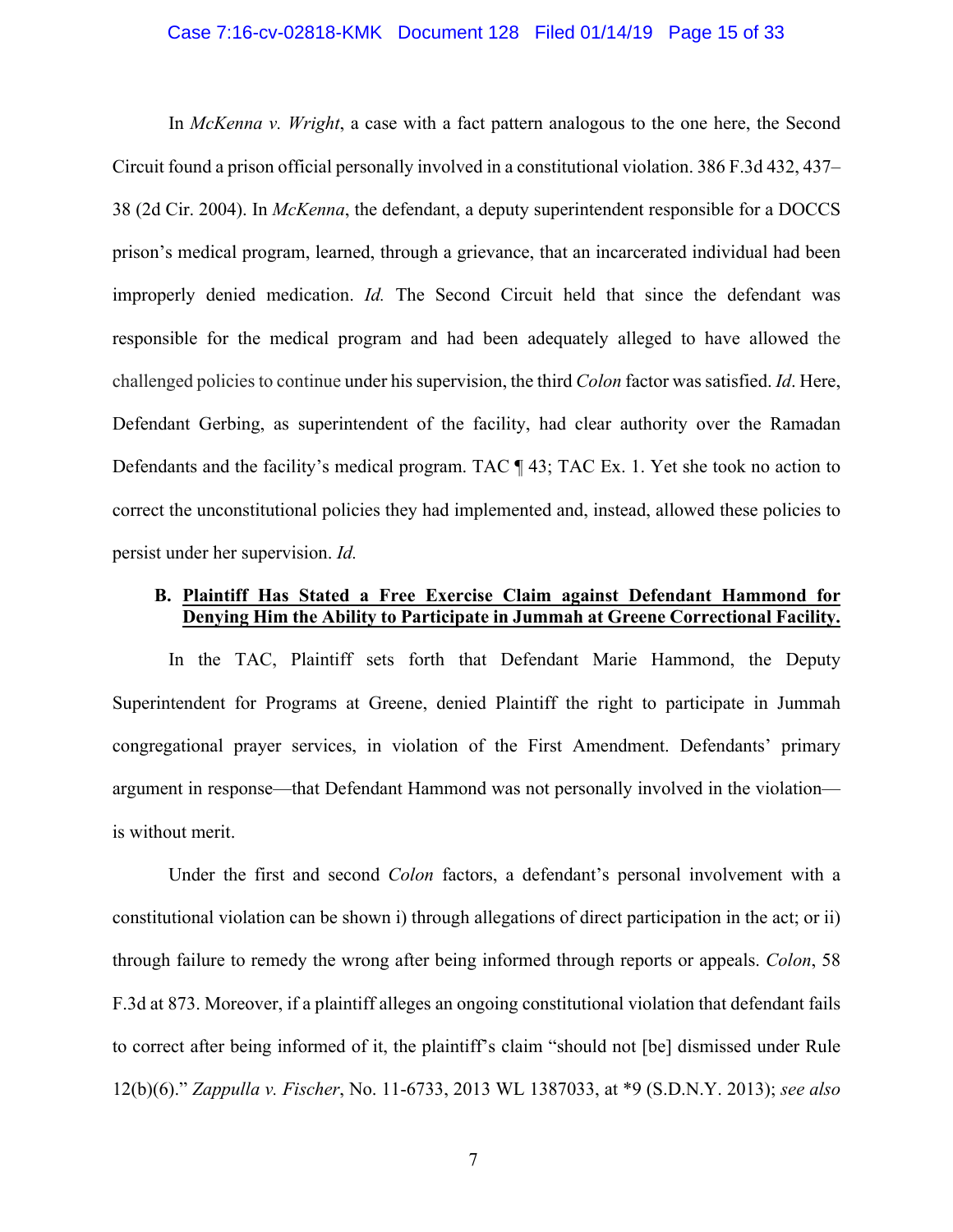In *McKenna v. Wright*, a case with a fact pattern analogous to the one here, the Second Circuit found a prison official personally involved in a constitutional violation. 386 F.3d 432, 437–38 (2d Cir. 2004). In *McKenna*, the defendant, a deputy superintendent responsible for a DOCCS prison's medical program, learned, through a grievance, that an incarcerated individual had been improperly denied medication. *Id.* The Second Circuit held that since the defendant was responsible for the medical program and had been adequately alleged to have allowed the challenged policies to continue under his supervision, the third *Colon* factor was satisfied. *Id*. Here, Defendant Gerbing, as superintendent of the facility, had clear authority over the Ramadan Defendants and the facility's medical program. TAC ¶ 43; TAC Ex. 1. Yet she took no action to correct the unconstitutional policies they had implemented and, instead, allowed these policies to persist under her supervision. *Id.*

### B. <u>Plaintiff Has Stated a Free Exercise Claim against Defendant Hammond for Denying Him the Ability to Participate in Jummah at Greene Correctional Facility.</u>

In the TAC, Plaintiff sets forth that Defendant Marie Hammond, the Deputy Superintendent for Programs at Greene, denied Plaintiff the right to participate in Jummah congregational prayer services, in violation of the First Amendment. Defendants' primary argument in response—that Defendant Hammond was not personally involved in the violation—is without merit.

Under the first and second *Colon* factors, a defendant's personal involvement with a constitutional violation can be shown i) through allegations of direct participation in the act; or ii) through failure to remedy the wrong after being informed through reports or appeals. *Colon*, 58 F.3d at 873. Moreover, if a plaintiff alleges an ongoing constitutional violation that defendant fails to correct after being informed of it, the plaintiff's claim "should not [be] dismissed under Rule 12(b)(6)." *Zappulla v. Fischer*, No. 11-6733, 2013 WL 1387033, at *9 (S.D.N.Y. 2013); *see also*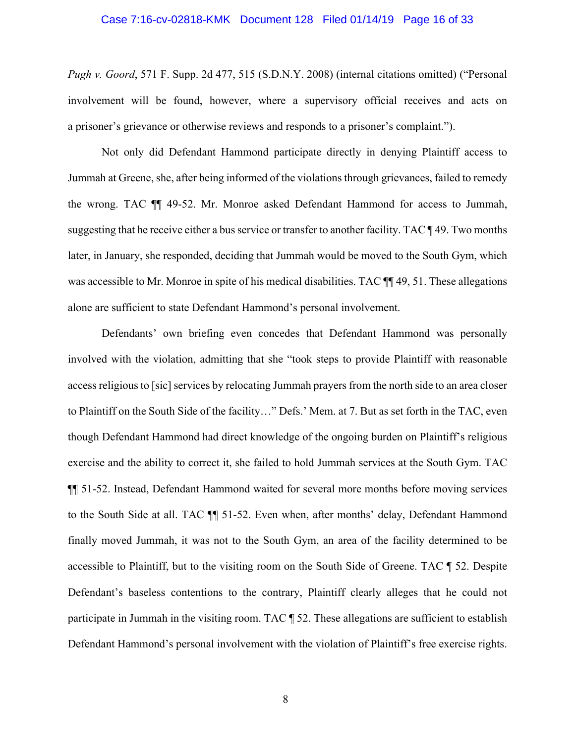*Pugh v. Goord*, 571 F. Supp. 2d 477, 515 (S.D.N.Y. 2008) (internal citations omitted) ("Personal involvement will be found, however, where a supervisory official receives and acts on a prisoner's grievance or otherwise reviews and responds to a prisoner's complaint.").

Not only did Defendant Hammond participate directly in denying Plaintiff access to Jummah at Greene, she, after being informed of the violations through grievances, failed to remedy the wrong. TAC ¶¶ 49-52. Mr. Monroe asked Defendant Hammond for access to Jummah, suggesting that he receive either a bus service or transfer to another facility. TAC ¶ 49. Two months later, in January, she responded, deciding that Jummah would be moved to the South Gym, which was accessible to Mr. Monroe in spite of his medical disabilities. TAC ¶¶ 49, 51. These allegations alone are sufficient to state Defendant Hammond's personal involvement.

Defendants' own briefing even concedes that Defendant Hammond was personally involved with the violation, admitting that she "took steps to provide Plaintiff with reasonable access religious to [sic] services by relocating Jummah prayers from the north side to an area closer to Plaintiff on the South Side of the facility…" Defs.' Mem. at 7. But as set forth in the TAC, even though Defendant Hammond had direct knowledge of the ongoing burden on Plaintiff's religious exercise and the ability to correct it, she failed to hold Jummah services at the South Gym. TAC ¶¶ 51-52. Instead, Defendant Hammond waited for several more months before moving services to the South Side at all. TAC ¶¶ 51-52. Even when, after months' delay, Defendant Hammond finally moved Jummah, it was not to the South Gym, an area of the facility determined to be accessible to Plaintiff, but to the visiting room on the South Side of Greene. TAC ¶ 52. Despite Defendant's baseless contentions to the contrary, Plaintiff clearly alleges that he could not participate in Jummah in the visiting room. TAC ¶ 52. These allegations are sufficient to establish Defendant Hammond's personal involvement with the violation of Plaintiff's free exercise rights.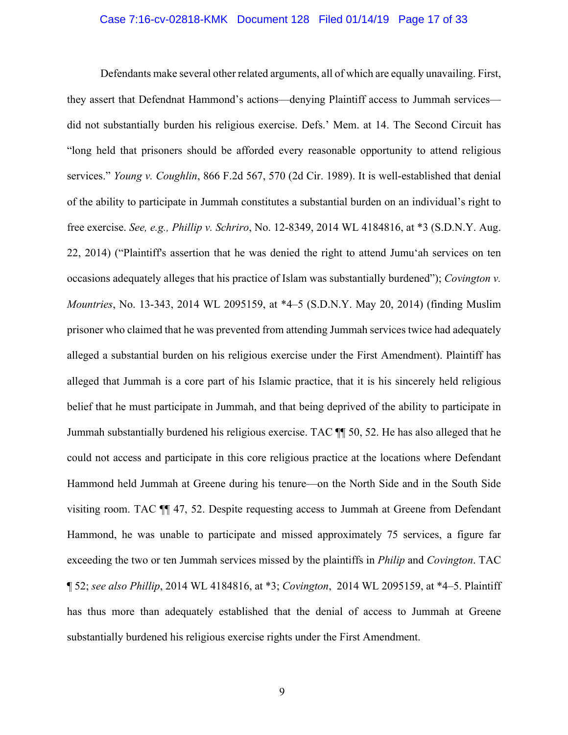Defendants make several other related arguments, all of which are equally unavailing. First, they assert that Defendnat Hammond's actions—denying Plaintiff access to Jummah services—did not substantially burden his religious exercise. Defs.' Mem. at 14. The Second Circuit has "long held that prisoners should be afforded every reasonable opportunity to attend religious services." *Young v. Coughlin*, 866 F.2d 567, 570 (2d Cir. 1989). It is well-established that denial of the ability to participate in Jummah constitutes a substantial burden on an individual's right to free exercise. *See, e.g., Phillip v. Schriro*, No. 12-8349, 2014 WL 4184816, at *3 (S.D.N.Y. Aug. 22, 2014) ("Plaintiff's assertion that he was denied the right to attend Jumu'ah services on ten occasions adequately alleges that his practice of Islam was substantially burdened"); *Covington v. Mountries*, No. 13-343, 2014 WL 2095159, at *4–5 (S.D.N.Y. May 20, 2014) (finding Muslim prisoner who claimed that he was prevented from attending Jummah services twice had adequately alleged a substantial burden on his religious exercise under the First Amendment). Plaintiff has alleged that Jummah is a core part of his Islamic practice, that it is his sincerely held religious belief that he must participate in Jummah, and that being deprived of the ability to participate in Jummah substantially burdened his religious exercise. TAC ¶¶ 50, 52. He has also alleged that he could not access and participate in this core religious practice at the locations where Defendant Hammond held Jummah at Greene during his tenure—on the North Side and in the South Side visiting room. TAC ¶¶ 47, 52. Despite requesting access to Jummah at Greene from Defendant Hammond, he was unable to participate and missed approximately 75 services, a figure far exceeding the two or ten Jummah services missed by the plaintiffs in *Philip* and *Covington*. TAC ¶ 52; *see also Phillip*, 2014 WL 4184816, at *3; *Covington*, 2014 WL 2095159, at *4–5. Plaintiff has thus more than adequately established that the denial of access to Jummah at Greene substantially burdened his religious exercise rights under the First Amendment.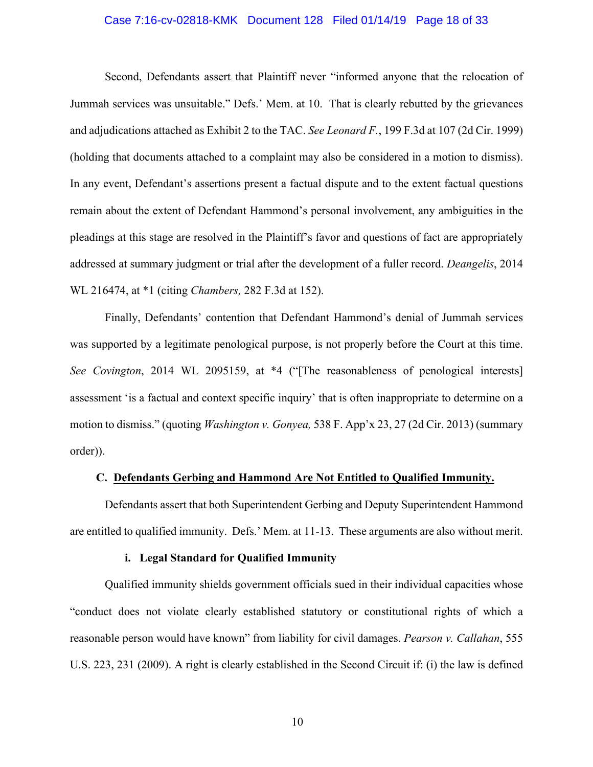Second, Defendants assert that Plaintiff never "informed anyone that the relocation of Jummah services was unsuitable." Defs.' Mem. at 10. That is clearly rebutted by the grievances and adjudications attached as Exhibit 2 to the TAC. *See Leonard F.*, 199 F.3d at 107 (2d Cir. 1999) (holding that documents attached to a complaint may also be considered in a motion to dismiss). In any event, Defendant's assertions present a factual dispute and to the extent factual questions remain about the extent of Defendant Hammond's personal involvement, any ambiguities in the pleadings at this stage are resolved in the Plaintiff's favor and questions of fact are appropriately addressed at summary judgment or trial after the development of a fuller record. *Deangelis*, 2014 WL 216474, at *1 (citing *Chambers,* 282 F.3d at 152).

Finally, Defendants' contention that Defendant Hammond's denial of Jummah services was supported by a legitimate penological purpose, is not properly before the Court at this time. *See Covington*, 2014 WL 2095159, at *4 ("[The reasonableness of penological interests] assessment 'is a factual and context specific inquiry' that is often inappropriate to determine on a motion to dismiss." (quoting *Washington v. Gonyea,* 538 F. App'x 23, 27 (2d Cir. 2013) (summary order)).

### C. <u>Defendants Gerbing and Hammond Are Not Entitled to Qualified Immunity.</u>

Defendants assert that both Superintendent Gerbing and Deputy Superintendent Hammond are entitled to qualified immunity. Defs.' Mem. at 11-13. These arguments are also without merit.

#### i. Legal Standard for Qualified Immunity

Qualified immunity shields government officials sued in their individual capacities whose "conduct does not violate clearly established statutory or constitutional rights of which a reasonable person would have known" from liability for civil damages. *Pearson v. Callahan*, 555 U.S. 223, 231 (2009). A right is clearly established in the Second Circuit if: (i) the law is defined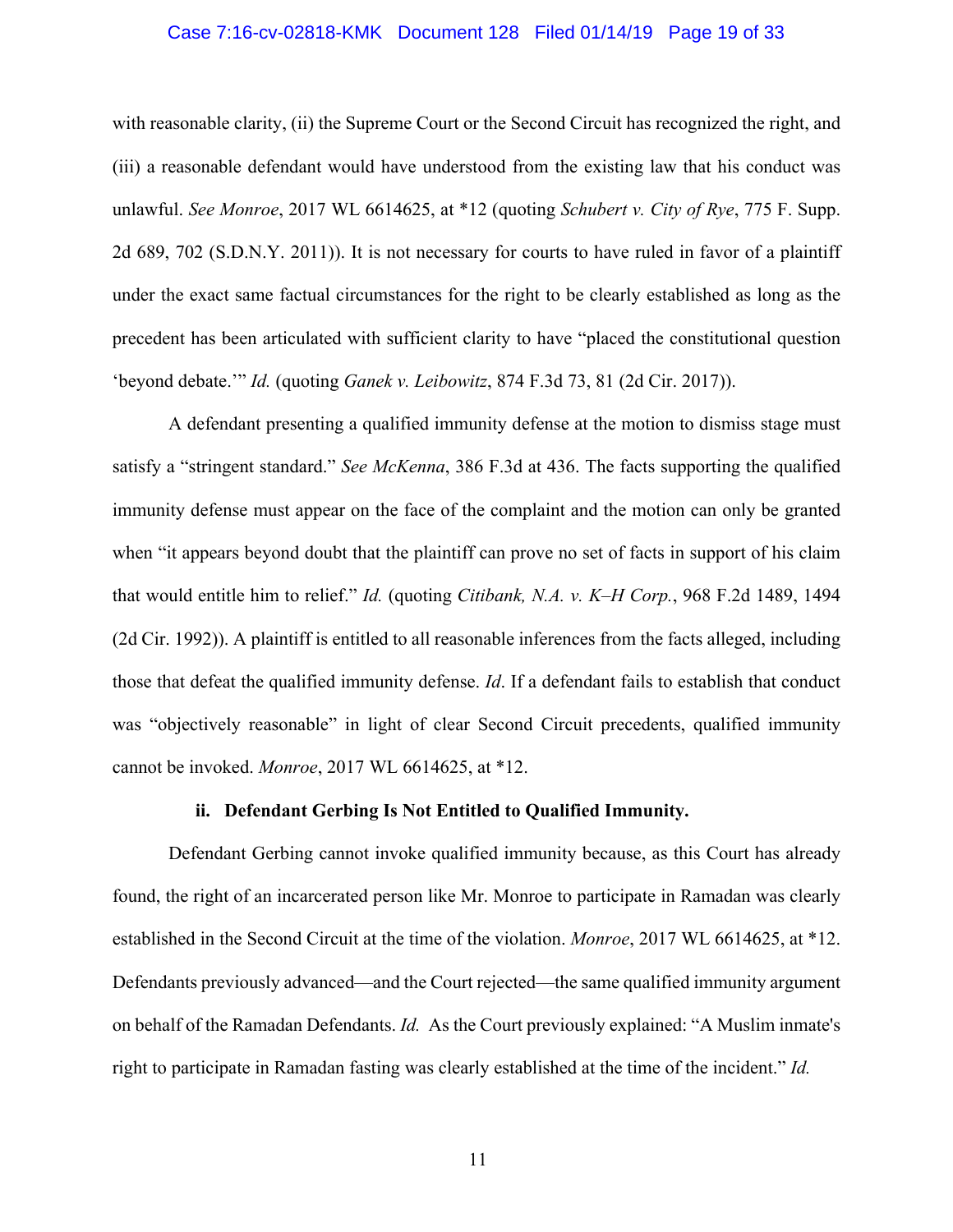with reasonable clarity, (ii) the Supreme Court or the Second Circuit has recognized the right, and (iii) a reasonable defendant would have understood from the existing law that his conduct was unlawful. *See Monroe*, 2017 WL 6614625, at *12 (quoting *Schubert v. City of Rye*, 775 F. Supp. 2d 689, 702 (S.D.N.Y. 2011)). It is not necessary for courts to have ruled in favor of a plaintiff under the exact same factual circumstances for the right to be clearly established as long as the precedent has been articulated with sufficient clarity to have "placed the constitutional question 'beyond debate.'" *Id.* (quoting *Ganek v. Leibowitz*, 874 F.3d 73, 81 (2d Cir. 2017)).

A defendant presenting a qualified immunity defense at the motion to dismiss stage must satisfy a "stringent standard." *See McKenna*, 386 F.3d at 436. The facts supporting the qualified immunity defense must appear on the face of the complaint and the motion can only be granted when "it appears beyond doubt that the plaintiff can prove no set of facts in support of his claim that would entitle him to relief." *Id.* (quoting *Citibank, N.A. v. K–H Corp.*, 968 F.2d 1489, 1494 (2d Cir. 1992)). A plaintiff is entitled to all reasonable inferences from the facts alleged, including those that defeat the qualified immunity defense. *Id*. If a defendant fails to establish that conduct was "objectively reasonable" in light of clear Second Circuit precedents, qualified immunity cannot be invoked. *Monroe*, 2017 WL 6614625, at *12.

**ii. Defendant Gerbing Is Not Entitled to Qualified Immunity.**

Defendant Gerbing cannot invoke qualified immunity because, as this Court has already found, the right of an incarcerated person like Mr. Monroe to participate in Ramadan was clearly established in the Second Circuit at the time of the violation. *Monroe*, 2017 WL 6614625, at *12. Defendants previously advanced—and the Court rejected—the same qualified immunity argument on behalf of the Ramadan Defendants. *Id.* As the Court previously explained: "A Muslim inmate's right to participate in Ramadan fasting was clearly established at the time of the incident." *Id.*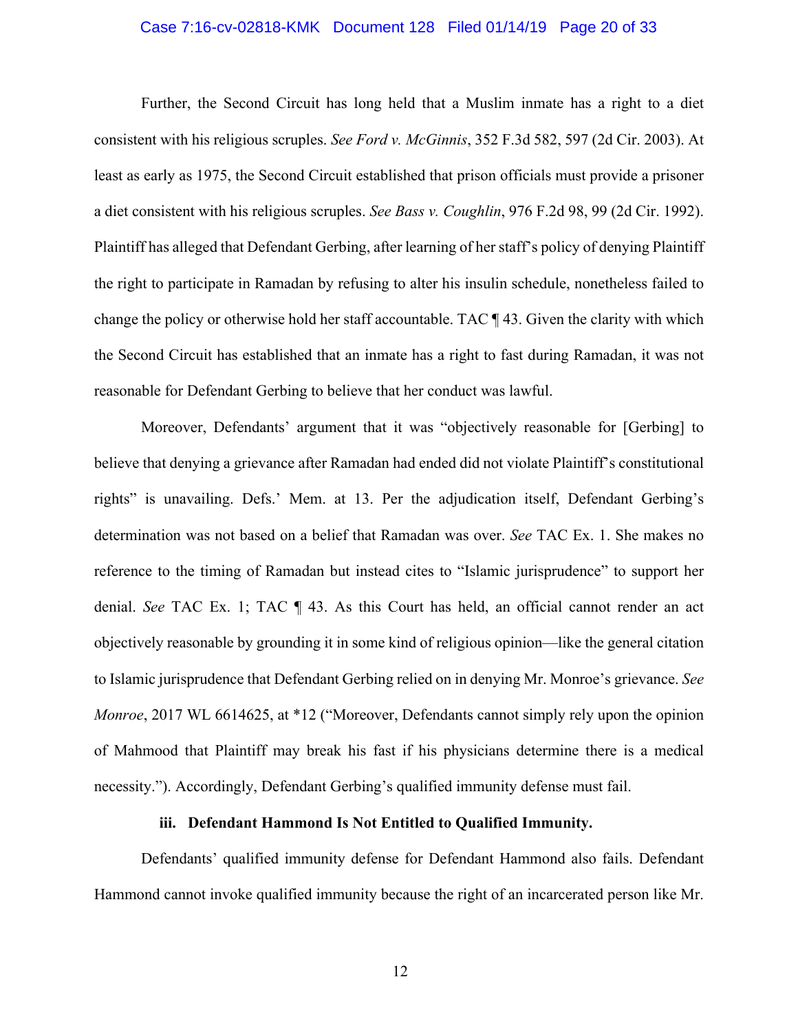Further, the Second Circuit has long held that a Muslim inmate has a right to a diet consistent with his religious scruples. *See Ford v. McGinnis*, 352 F.3d 582, 597 (2d Cir. 2003). At least as early as 1975, the Second Circuit established that prison officials must provide a prisoner a diet consistent with his religious scruples. *See Bass v. Coughlin*, 976 F.2d 98, 99 (2d Cir. 1992). Plaintiff has alleged that Defendant Gerbing, after learning of her staff's policy of denying Plaintiff the right to participate in Ramadan by refusing to alter his insulin schedule, nonetheless failed to change the policy or otherwise hold her staff accountable. TAC ¶ 43. Given the clarity with which the Second Circuit has established that an inmate has a right to fast during Ramadan, it was not reasonable for Defendant Gerbing to believe that her conduct was lawful.

Moreover, Defendants' argument that it was "objectively reasonable for [Gerbing] to believe that denying a grievance after Ramadan had ended did not violate Plaintiff's constitutional rights" is unavailing. Defs.' Mem. at 13. Per the adjudication itself, Defendant Gerbing's determination was not based on a belief that Ramadan was over. *See* TAC Ex. 1. She makes no reference to the timing of Ramadan but instead cites to "Islamic jurisprudence" to support her denial. *See* TAC Ex. 1; TAC ¶ 43. As this Court has held, an official cannot render an act objectively reasonable by grounding it in some kind of religious opinion—like the general citation to Islamic jurisprudence that Defendant Gerbing relied on in denying Mr. Monroe's grievance. *See Monroe*, 2017 WL 6614625, at *12 ("Moreover, Defendants cannot simply rely upon the opinion of Mahmood that Plaintiff may break his fast if his physicians determine there is a medical necessity."). Accordingly, Defendant Gerbing's qualified immunity defense must fail.

**iii. Defendant Hammond Is Not Entitled to Qualified Immunity.**

Defendants' qualified immunity defense for Defendant Hammond also fails. Defendant Hammond cannot invoke qualified immunity because the right of an incarcerated person like Mr.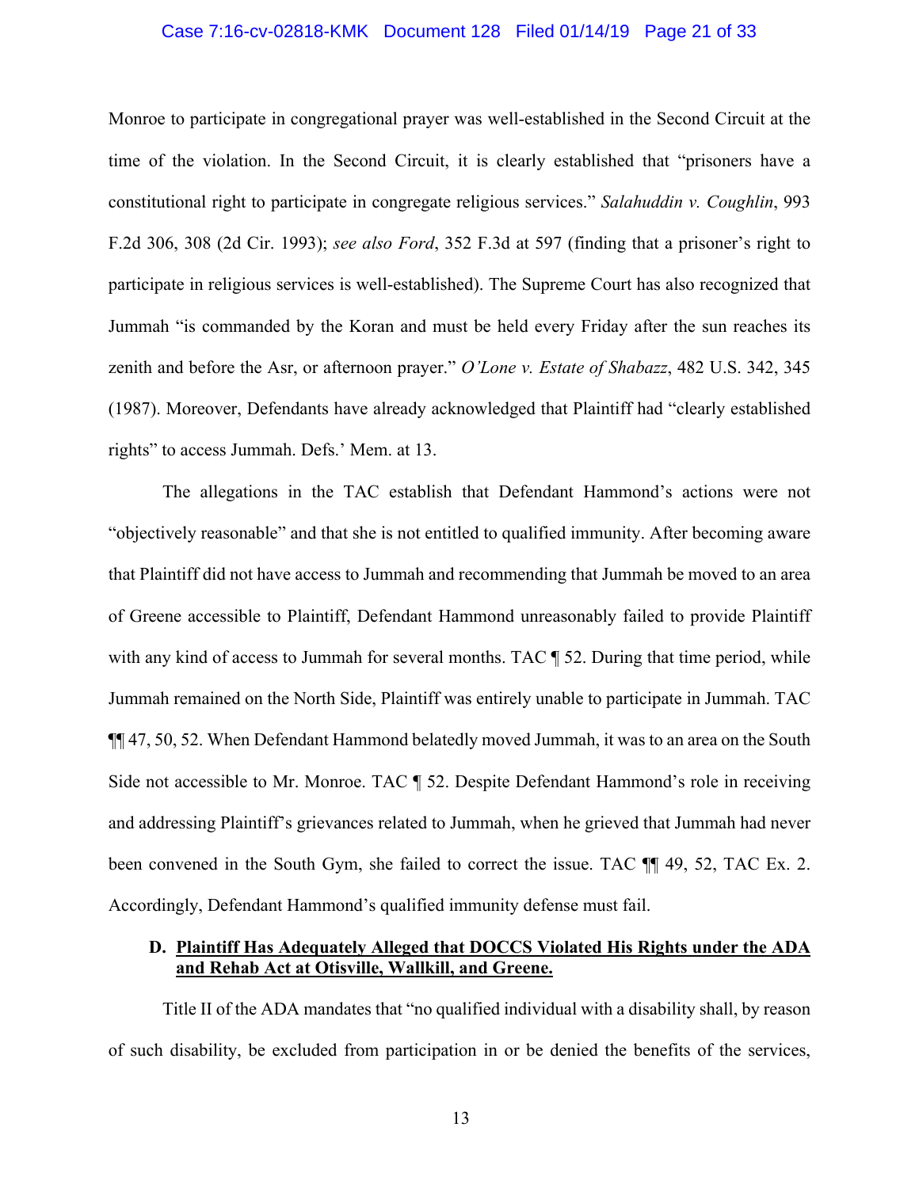Monroe to participate in congregational prayer was well-established in the Second Circuit at the time of the violation. In the Second Circuit, it is clearly established that "prisoners have a constitutional right to participate in congregate religious services." *Salahuddin v. Coughlin*, 993 F.2d 306, 308 (2d Cir. 1993); *see also Ford*, 352 F.3d at 597 (finding that a prisoner's right to participate in religious services is well-established). The Supreme Court has also recognized that Jummah "is commanded by the Koran and must be held every Friday after the sun reaches its zenith and before the Asr, or afternoon prayer." *O'Lone v. Estate of Shabazz*, 482 U.S. 342, 345 (1987). Moreover, Defendants have already acknowledged that Plaintiff had "clearly established rights" to access Jummah. Defs.' Mem. at 13.

The allegations in the TAC establish that Defendant Hammond's actions were not "objectively reasonable" and that she is not entitled to qualified immunity. After becoming aware that Plaintiff did not have access to Jummah and recommending that Jummah be moved to an area of Greene accessible to Plaintiff, Defendant Hammond unreasonably failed to provide Plaintiff with any kind of access to Jummah for several months. TAC ¶ 52. During that time period, while Jummah remained on the North Side, Plaintiff was entirely unable to participate in Jummah. TAC ¶¶ 47, 50, 52. When Defendant Hammond belatedly moved Jummah, it was to an area on the South Side not accessible to Mr. Monroe. TAC ¶ 52. Despite Defendant Hammond's role in receiving and addressing Plaintiff's grievances related to Jummah, when he grieved that Jummah had never been convened in the South Gym, she failed to correct the issue. TAC ¶¶ 49, 52, TAC Ex. 2. Accordingly, Defendant Hammond's qualified immunity defense must fail.

### D. <u>Plaintiff Has Adequately Alleged that DOCCS Violated His Rights under the ADA and Rehab Act at Otisville, Wallkill, and Greene.</u>

Title II of the ADA mandates that "no qualified individual with a disability shall, by reason of such disability, be excluded from participation in or be denied the benefits of the services,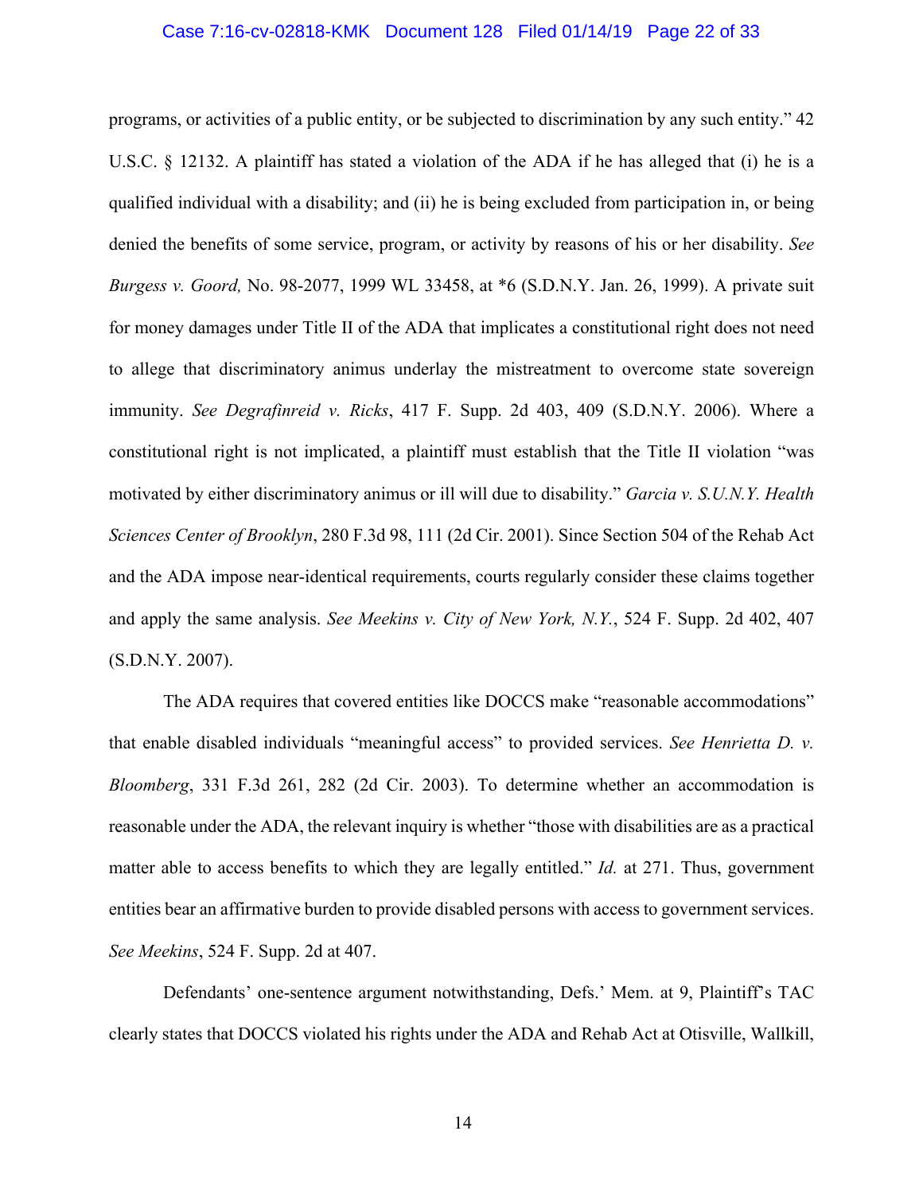programs, or activities of a public entity, or be subjected to discrimination by any such entity." 42 U.S.C. § 12132. A plaintiff has stated a violation of the ADA if he has alleged that (i) he is a qualified individual with a disability; and (ii) he is being excluded from participation in, or being denied the benefits of some service, program, or activity by reasons of his or her disability. *See Burgess v. Goord,* No. 98-2077, 1999 WL 33458, at *6 (S.D.N.Y. Jan. 26, 1999). A private suit for money damages under Title II of the ADA that implicates a constitutional right does not need to allege that discriminatory animus underlay the mistreatment to overcome state sovereign immunity. *See Degrafinreid v. Ricks*, 417 F. Supp. 2d 403, 409 (S.D.N.Y. 2006). Where a constitutional right is not implicated, a plaintiff must establish that the Title II violation "was motivated by either discriminatory animus or ill will due to disability." *Garcia v. S.U.N.Y. Health Sciences Center of Brooklyn*, 280 F.3d 98, 111 (2d Cir. 2001). Since Section 504 of the Rehab Act and the ADA impose near-identical requirements, courts regularly consider these claims together and apply the same analysis. *See Meekins v. City of New York, N.Y.*, 524 F. Supp. 2d 402, 407 (S.D.N.Y. 2007).

The ADA requires that covered entities like DOCCS make "reasonable accommodations" that enable disabled individuals "meaningful access" to provided services. *See Henrietta D. v. Bloomberg*, 331 F.3d 261, 282 (2d Cir. 2003). To determine whether an accommodation is reasonable under the ADA, the relevant inquiry is whether "those with disabilities are as a practical matter able to access benefits to which they are legally entitled." *Id.* at 271. Thus, government entities bear an affirmative burden to provide disabled persons with access to government services. *See Meekins*, 524 F. Supp. 2d at 407.

Defendants' one-sentence argument notwithstanding, Defs.' Mem. at 9, Plaintiff's TAC clearly states that DOCCS violated his rights under the ADA and Rehab Act at Otisville, Wallkill,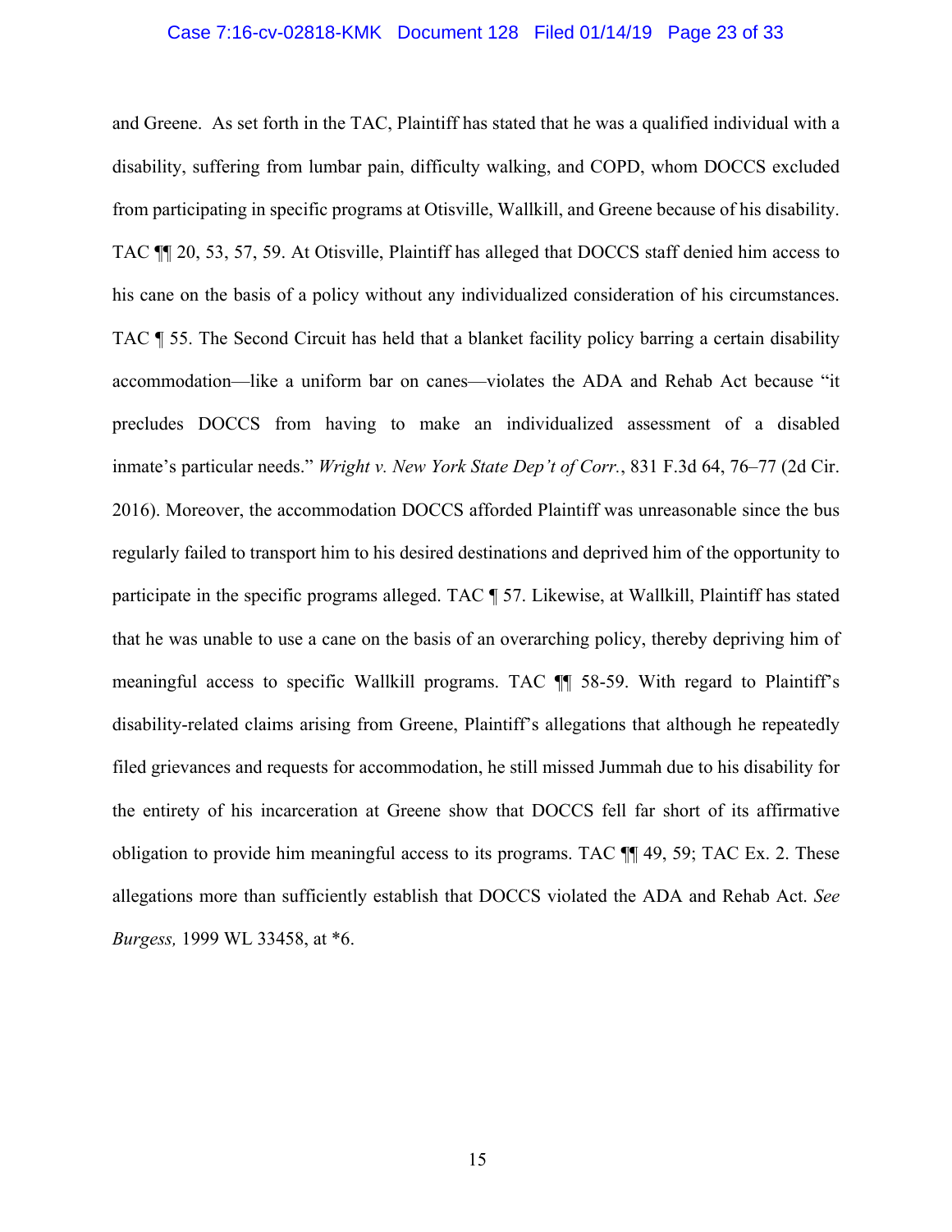and Greene. As set forth in the TAC, Plaintiff has stated that he was a qualified individual with a disability, suffering from lumbar pain, difficulty walking, and COPD, whom DOCCS excluded from participating in specific programs at Otisville, Wallkill, and Greene because of his disability. TAC ¶¶ 20, 53, 57, 59. At Otisville, Plaintiff has alleged that DOCCS staff denied him access to his cane on the basis of a policy without any individualized consideration of his circumstances. TAC ¶ 55. The Second Circuit has held that a blanket facility policy barring a certain disability accommodation—like a uniform bar on canes—violates the ADA and Rehab Act because "it precludes DOCCS from having to make an individualized assessment of a disabled inmate's particular needs." *Wright v. New York State Dep't of Corr.*, 831 F.3d 64, 76–77 (2d Cir. 2016). Moreover, the accommodation DOCCS afforded Plaintiff was unreasonable since the bus regularly failed to transport him to his desired destinations and deprived him of the opportunity to participate in the specific programs alleged. TAC ¶ 57. Likewise, at Wallkill, Plaintiff has stated that he was unable to use a cane on the basis of an overarching policy, thereby depriving him of meaningful access to specific Wallkill programs. TAC ¶¶ 58-59. With regard to Plaintiff's disability-related claims arising from Greene, Plaintiff's allegations that although he repeatedly filed grievances and requests for accommodation, he still missed Jummah due to his disability for the entirety of his incarceration at Greene show that DOCCS fell far short of its affirmative obligation to provide him meaningful access to its programs. TAC ¶¶ 49, 59; TAC Ex. 2. These allegations more than sufficiently establish that DOCCS violated the ADA and Rehab Act. *See Burgess,* 1999 WL 33458, at *6.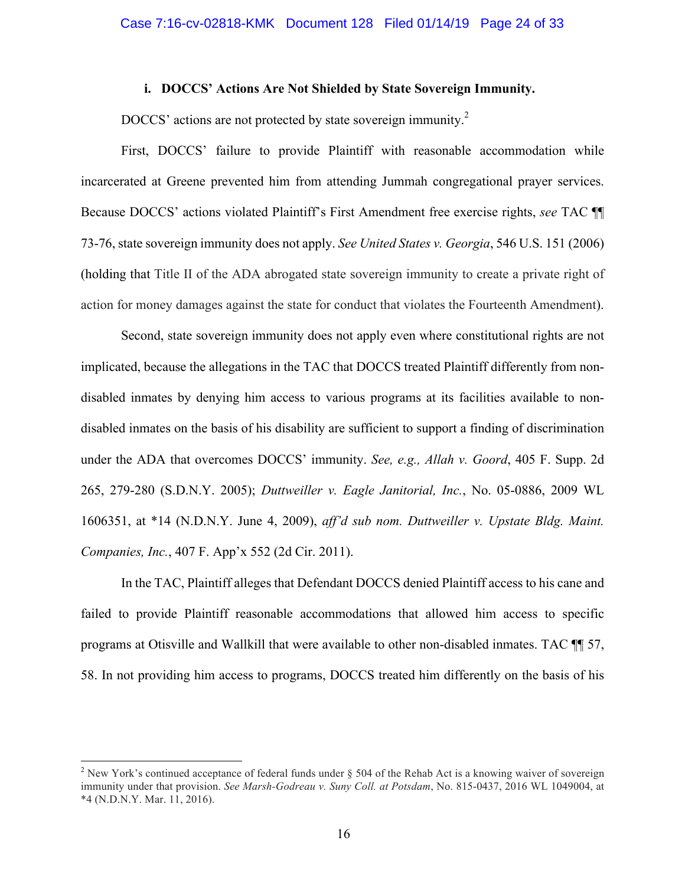#### i. DOCCS' Actions Are Not Shielded by State Sovereign Immunity.

DOCCS' actions are not protected by state sovereign immunity.[2]

First, DOCCS' failure to provide Plaintiff with reasonable accommodation while incarcerated at Greene prevented him from attending Jummah congregational prayer services. Because DOCCS' actions violated Plaintiff's First Amendment free exercise rights, *see* TAC ¶¶ 73-76, state sovereign immunity does not apply. *See United States v. Georgia*, 546 U.S. 151 (2006) (holding that Title II of the ADA abrogated state sovereign immunity to create a private right of action for money damages against the state for conduct that violates the Fourteenth Amendment).

Second, state sovereign immunity does not apply even where constitutional rights are not implicated, because the allegations in the TAC that DOCCS treated Plaintiff differently from non-disabled inmates by denying him access to various programs at its facilities available to non-disabled inmates on the basis of his disability are sufficient to support a finding of discrimination under the ADA that overcomes DOCCS' immunity. *See, e.g., Allah v. Goord*, 405 F. Supp. 2d 265, 279-280 (S.D.N.Y. 2005); *Duttweiller v. Eagle Janitorial, Inc.*, No. 05-0886, 2009 WL 1606351, at *14 (N.D.N.Y. June 4, 2009), *aff'd sub nom. Duttweiller v. Upstate Bldg. Maint. Companies, Inc.*, 407 F. App'x 552 (2d Cir. 2011).

In the TAC, Plaintiff alleges that Defendant DOCCS denied Plaintiff access to his cane and failed to provide Plaintiff reasonable accommodations that allowed him access to specific programs at Otisville and Wallkill that were available to other non-disabled inmates. TAC ¶¶ 57, 58. In not providing him access to programs, DOCCS treated him differently on the basis of his

---

[2] New York's continued acceptance of federal funds under § 504 of the Rehab Act is a knowing waiver of sovereign immunity under that provision. *See Marsh-Godreau v. Suny Coll. at Potsdam*, No. 815-0437, 2016 WL 1049004, at *4 (N.D.N.Y. Mar. 11, 2016).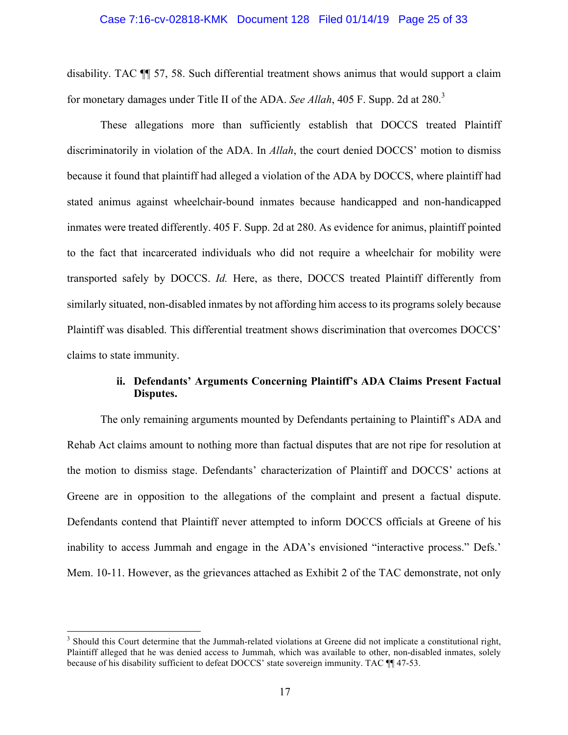disability. TAC ¶¶ 57, 58. Such differential treatment shows animus that would support a claim for monetary damages under Title II of the ADA. *See Allah*, 405 F. Supp. 2d at 280.[3]

These allegations more than sufficiently establish that DOCCS treated Plaintiff discriminatorily in violation of the ADA. In *Allah*, the court denied DOCCS' motion to dismiss because it found that plaintiff had alleged a violation of the ADA by DOCCS, where plaintiff had stated animus against wheelchair-bound inmates because handicapped and non-handicapped inmates were treated differently. 405 F. Supp. 2d at 280. As evidence for animus, plaintiff pointed to the fact that incarcerated individuals who did not require a wheelchair for mobility were transported safely by DOCCS. *Id.* Here, as there, DOCCS treated Plaintiff differently from similarly situated, non-disabled inmates by not affording him access to its programs solely because Plaintiff was disabled. This differential treatment shows discrimination that overcomes DOCCS' claims to state immunity.

#### ii. Defendants' Arguments Concerning Plaintiff's ADA Claims Present Factual Disputes.

The only remaining arguments mounted by Defendants pertaining to Plaintiff's ADA and Rehab Act claims amount to nothing more than factual disputes that are not ripe for resolution at the motion to dismiss stage. Defendants' characterization of Plaintiff and DOCCS' actions at Greene are in opposition to the allegations of the complaint and present a factual dispute. Defendants contend that Plaintiff never attempted to inform DOCCS officials at Greene of his inability to access Jummah and engage in the ADA's envisioned "interactive process." Defs.' Mem. 10-11. However, as the grievances attached as Exhibit 2 of the TAC demonstrate, not only

---

[3] Should this Court determine that the Jummah-related violations at Greene did not implicate a constitutional right, Plaintiff alleged that he was denied access to Jummah, which was available to other, non-disabled inmates, solely because of his disability sufficient to defeat DOCCS' state sovereign immunity. TAC ¶¶ 47-53.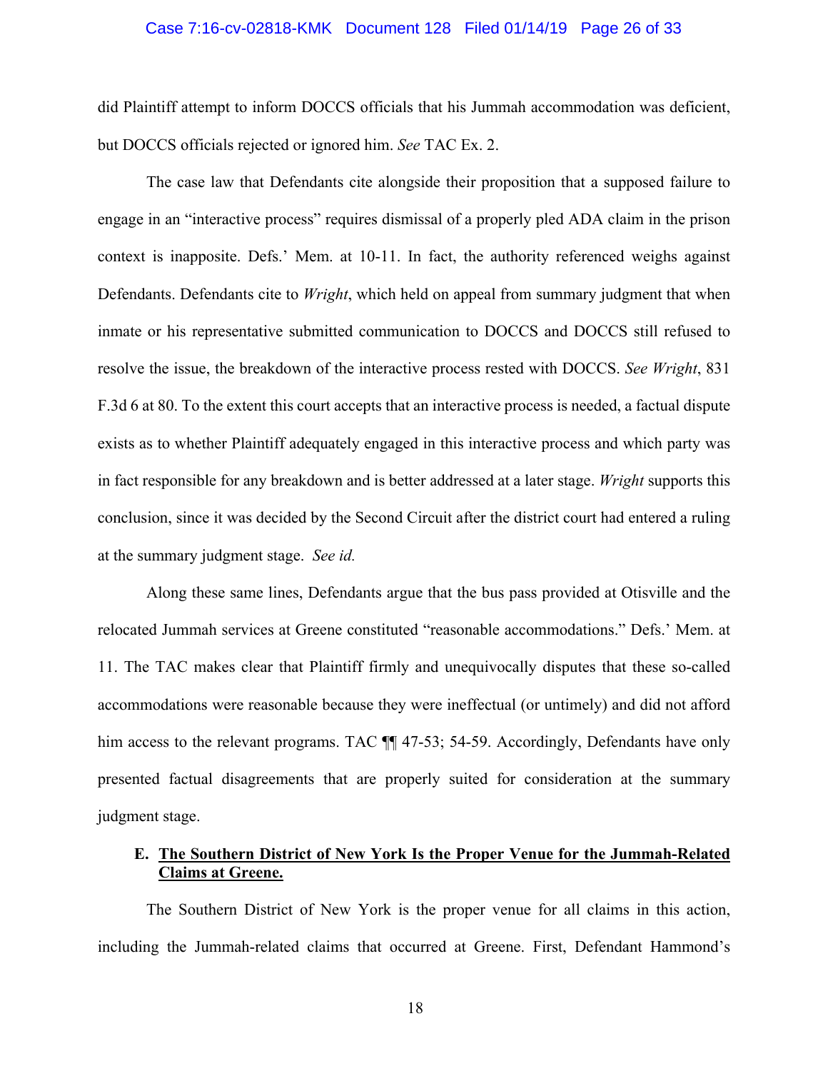did Plaintiff attempt to inform DOCCS officials that his Jummah accommodation was deficient, but DOCCS officials rejected or ignored him. *See* TAC Ex. 2.

The case law that Defendants cite alongside their proposition that a supposed failure to engage in an "interactive process" requires dismissal of a properly pled ADA claim in the prison context is inapposite. Defs.' Mem. at 10-11. In fact, the authority referenced weighs against Defendants. Defendants cite to *Wright*, which held on appeal from summary judgment that when inmate or his representative submitted communication to DOCCS and DOCCS still refused to resolve the issue, the breakdown of the interactive process rested with DOCCS. *See Wright*, 831 F.3d 6 at 80. To the extent this court accepts that an interactive process is needed, a factual dispute exists as to whether Plaintiff adequately engaged in this interactive process and which party was in fact responsible for any breakdown and is better addressed at a later stage. *Wright* supports this conclusion, since it was decided by the Second Circuit after the district court had entered a ruling at the summary judgment stage. *See id.*

Along these same lines, Defendants argue that the bus pass provided at Otisville and the relocated Jummah services at Greene constituted "reasonable accommodations." Defs.' Mem. at 11. The TAC makes clear that Plaintiff firmly and unequivocally disputes that these so-called accommodations were reasonable because they were ineffectual (or untimely) and did not afford him access to the relevant programs. TAC ¶¶ 47-53; 54-59. Accordingly, Defendants have only presented factual disagreements that are properly suited for consideration at the summary judgment stage.

### E. <u>The Southern District of New York Is the Proper Venue for the Jummah-Related Claims at Greene.</u>

The Southern District of New York is the proper venue for all claims in this action, including the Jummah-related claims that occurred at Greene. First, Defendant Hammond's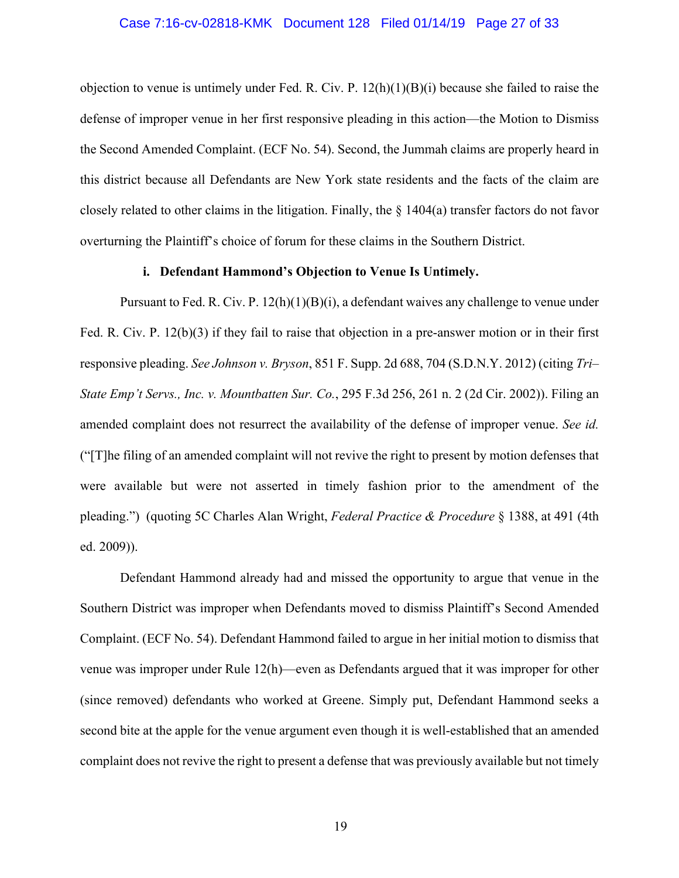objection to venue is untimely under Fed. R. Civ. P. 12(h)(1)(B)(i) because she failed to raise the defense of improper venue in her first responsive pleading in this action—the Motion to Dismiss the Second Amended Complaint. (ECF No. 54). Second, the Jummah claims are properly heard in this district because all Defendants are New York state residents and the facts of the claim are closely related to other claims in the litigation. Finally, the § 1404(a) transfer factors do not favor overturning the Plaintiff's choice of forum for these claims in the Southern District.

**i. Defendant Hammond's Objection to Venue Is Untimely.**

Pursuant to Fed. R. Civ. P. 12(h)(1)(B)(i), a defendant waives any challenge to venue under Fed. R. Civ. P. 12(b)(3) if they fail to raise that objection in a pre-answer motion or in their first responsive pleading. *See Johnson v. Bryson*, 851 F. Supp. 2d 688, 704 (S.D.N.Y. 2012) (citing *Tri–State Emp't Servs., Inc. v. Mountbatten Sur. Co.*, 295 F.3d 256, 261 n. 2 (2d Cir. 2002)). Filing an amended complaint does not resurrect the availability of the defense of improper venue. *See id.* ("[T]he filing of an amended complaint will not revive the right to present by motion defenses that were available but were not asserted in timely fashion prior to the amendment of the pleading.") (quoting 5C Charles Alan Wright, *Federal Practice & Procedure* § 1388, at 491 (4th ed. 2009)).

Defendant Hammond already had and missed the opportunity to argue that venue in the Southern District was improper when Defendants moved to dismiss Plaintiff's Second Amended Complaint. (ECF No. 54). Defendant Hammond failed to argue in her initial motion to dismiss that venue was improper under Rule 12(h)—even as Defendants argued that it was improper for other (since removed) defendants who worked at Greene. Simply put, Defendant Hammond seeks a second bite at the apple for the venue argument even though it is well-established that an amended complaint does not revive the right to present a defense that was previously available but not timely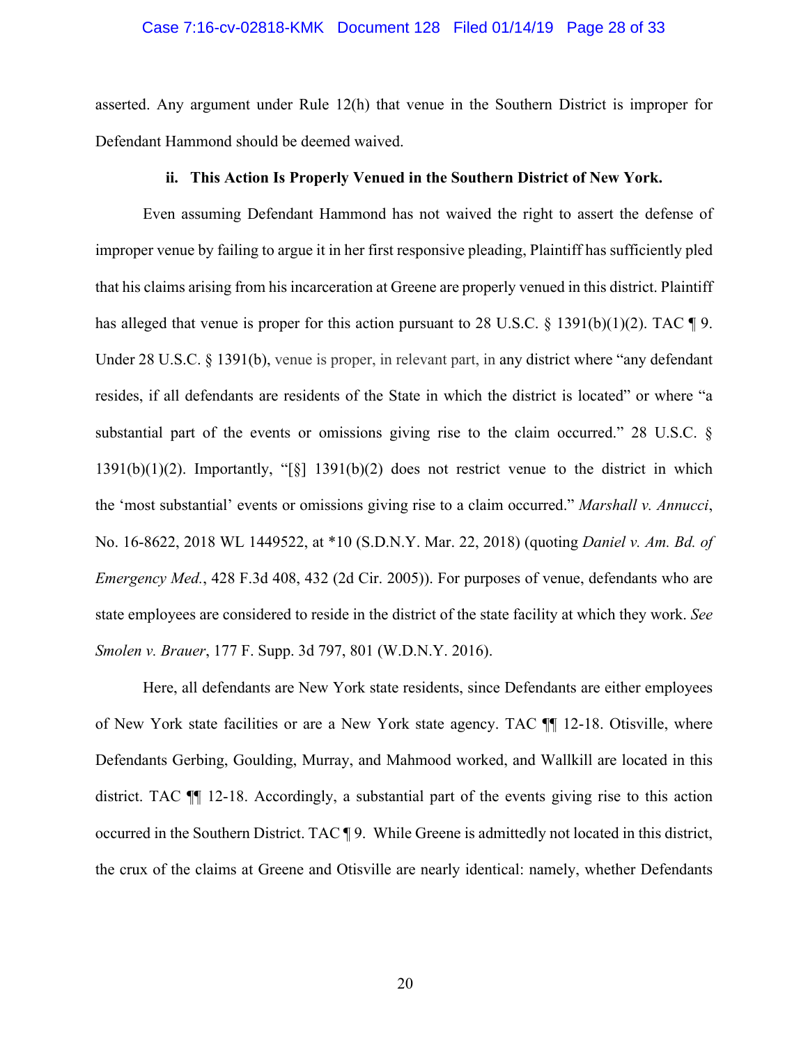asserted. Any argument under Rule 12(h) that venue in the Southern District is improper for Defendant Hammond should be deemed waived.

**ii. This Action Is Properly Venued in the Southern District of New York.**

Even assuming Defendant Hammond has not waived the right to assert the defense of improper venue by failing to argue it in her first responsive pleading, Plaintiff has sufficiently pled that his claims arising from his incarceration at Greene are properly venued in this district. Plaintiff has alleged that venue is proper for this action pursuant to 28 U.S.C. § 1391(b)(1)(2). TAC ¶ 9. Under 28 U.S.C. § 1391(b), venue is proper, in relevant part, in any district where "any defendant resides, if all defendants are residents of the State in which the district is located" or where "a substantial part of the events or omissions giving rise to the claim occurred." 28 U.S.C. § 1391(b)(1)(2). Importantly, "[§] 1391(b)(2) does not restrict venue to the district in which the 'most substantial' events or omissions giving rise to a claim occurred." *Marshall v. Annucci*, No. 16-8622, 2018 WL 1449522, at *10 (S.D.N.Y. Mar. 22, 2018) (quoting *Daniel v. Am. Bd. of Emergency Med.*, 428 F.3d 408, 432 (2d Cir. 2005)). For purposes of venue, defendants who are state employees are considered to reside in the district of the state facility at which they work. *See Smolen v. Brauer*, 177 F. Supp. 3d 797, 801 (W.D.N.Y. 2016).

Here, all defendants are New York state residents, since Defendants are either employees of New York state facilities or are a New York state agency. TAC ¶¶ 12-18. Otisville, where Defendants Gerbing, Goulding, Murray, and Mahmood worked, and Wallkill are located in this district. TAC ¶¶ 12-18. Accordingly, a substantial part of the events giving rise to this action occurred in the Southern District. TAC ¶ 9. While Greene is admittedly not located in this district, the crux of the claims at Greene and Otisville are nearly identical: namely, whether Defendants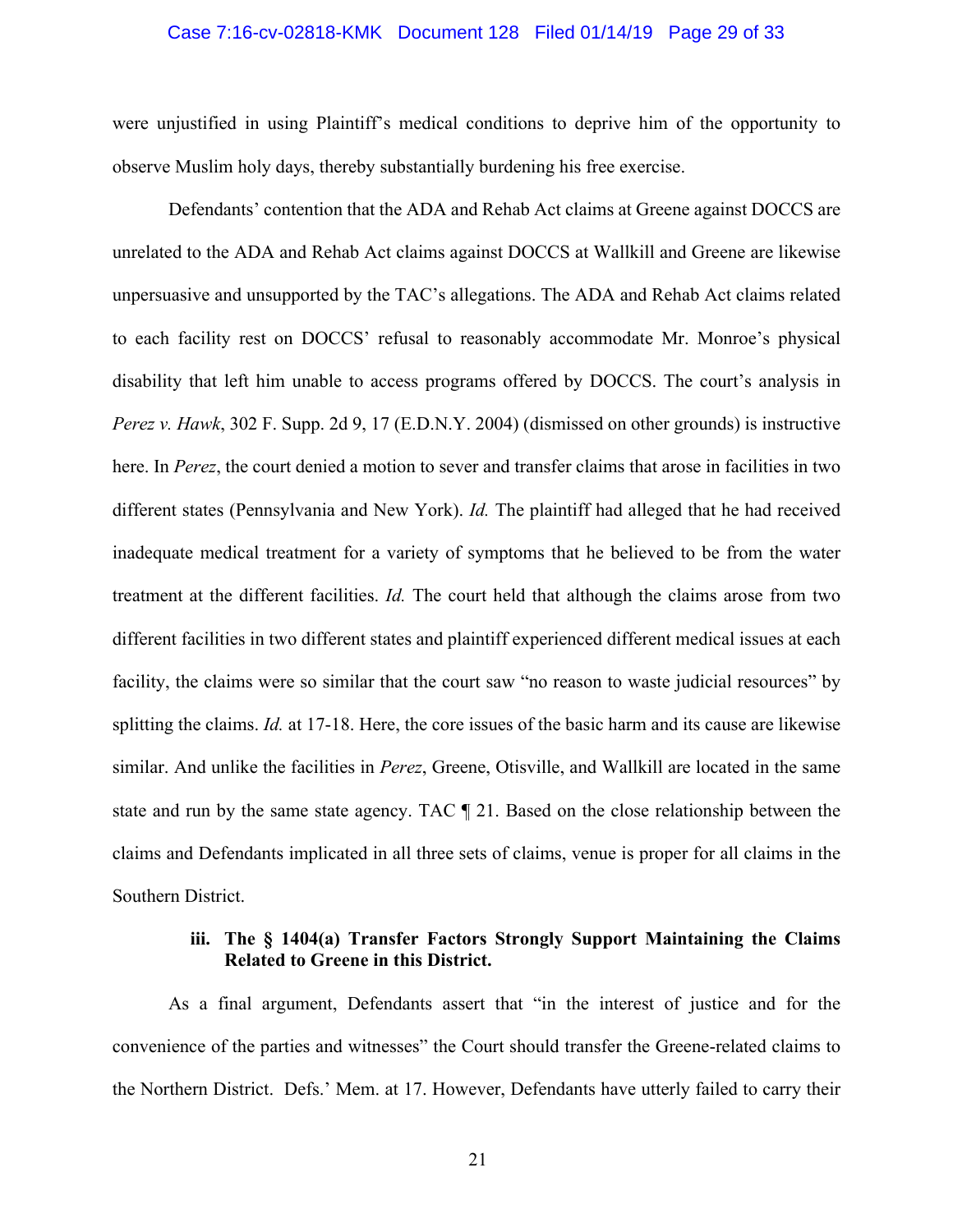were unjustified in using Plaintiff's medical conditions to deprive him of the opportunity to observe Muslim holy days, thereby substantially burdening his free exercise.

Defendants' contention that the ADA and Rehab Act claims at Greene against DOCCS are unrelated to the ADA and Rehab Act claims against DOCCS at Wallkill and Greene are likewise unpersuasive and unsupported by the TAC's allegations. The ADA and Rehab Act claims related to each facility rest on DOCCS' refusal to reasonably accommodate Mr. Monroe's physical disability that left him unable to access programs offered by DOCCS. The court's analysis in *Perez v. Hawk*, 302 F. Supp. 2d 9, 17 (E.D.N.Y. 2004) (dismissed on other grounds) is instructive here. In *Perez*, the court denied a motion to sever and transfer claims that arose in facilities in two different states (Pennsylvania and New York). *Id.* The plaintiff had alleged that he had received inadequate medical treatment for a variety of symptoms that he believed to be from the water treatment at the different facilities. *Id.* The court held that although the claims arose from two different facilities in two different states and plaintiff experienced different medical issues at each facility, the claims were so similar that the court saw "no reason to waste judicial resources" by splitting the claims. *Id.* at 17-18. Here, the core issues of the basic harm and its cause are likewise similar. And unlike the facilities in *Perez*, Greene, Otisville, and Wallkill are located in the same state and run by the same state agency. TAC ¶ 21. Based on the close relationship between the claims and Defendants implicated in all three sets of claims, venue is proper for all claims in the Southern District.

**iii. The § 1404(a) Transfer Factors Strongly Support Maintaining the Claims Related to Greene in this District.**

As a final argument, Defendants assert that "in the interest of justice and for the convenience of the parties and witnesses" the Court should transfer the Greene-related claims to the Northern District. Defs.' Mem. at 17. However, Defendants have utterly failed to carry their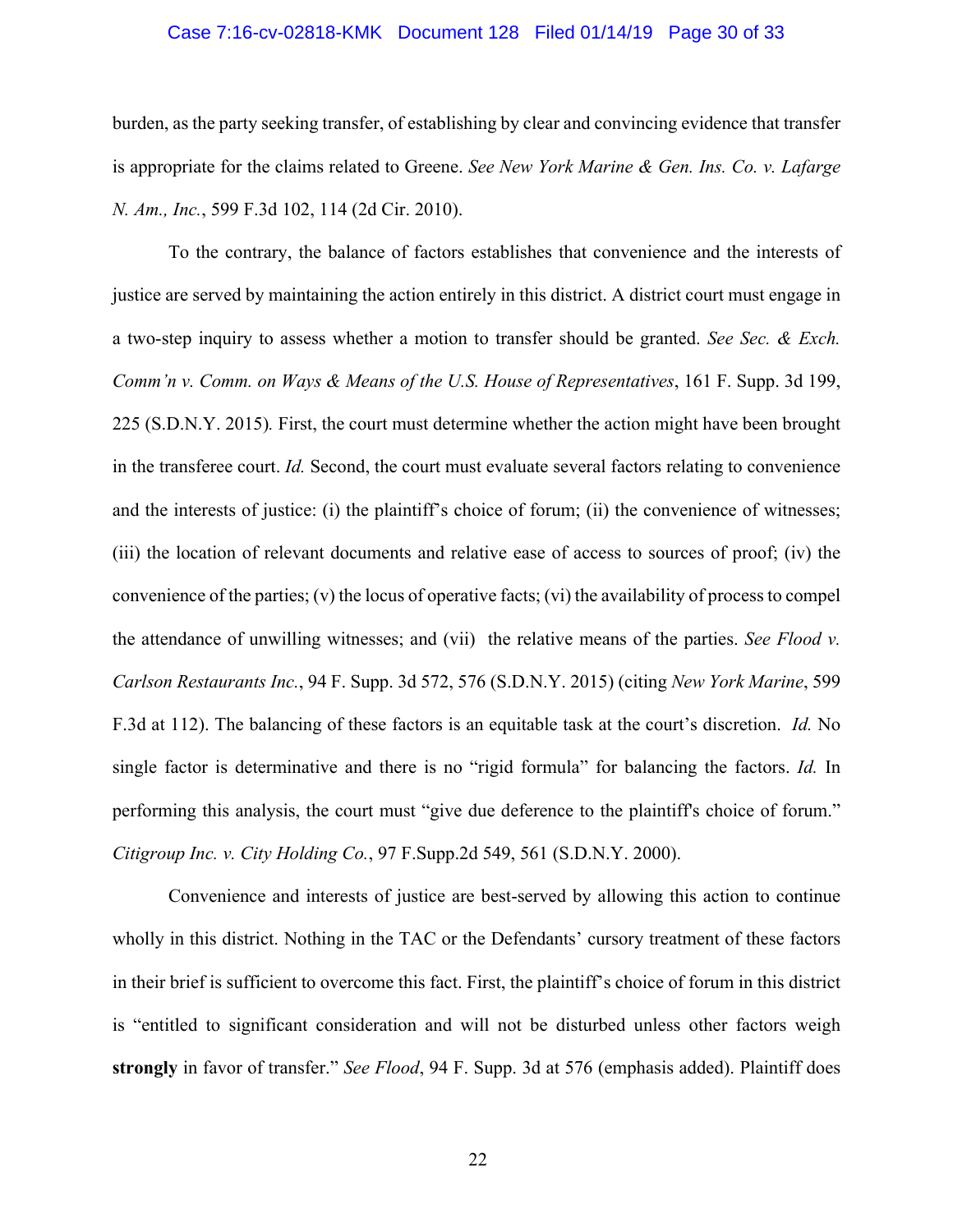burden, as the party seeking transfer, of establishing by clear and convincing evidence that transfer is appropriate for the claims related to Greene. *See New York Marine & Gen. Ins. Co. v. Lafarge N. Am., Inc.*, 599 F.3d 102, 114 (2d Cir. 2010).

To the contrary, the balance of factors establishes that convenience and the interests of justice are served by maintaining the action entirely in this district. A district court must engage in a two-step inquiry to assess whether a motion to transfer should be granted. *See Sec. & Exch. Comm'n v. Comm. on Ways & Means of the U.S. House of Representatives*, 161 F. Supp. 3d 199, 225 (S.D.N.Y. 2015)*.* First, the court must determine whether the action might have been brought in the transferee court. *Id.* Second, the court must evaluate several factors relating to convenience and the interests of justice: (i) the plaintiff's choice of forum; (ii) the convenience of witnesses; (iii) the location of relevant documents and relative ease of access to sources of proof; (iv) the convenience of the parties; (v) the locus of operative facts; (vi) the availability of process to compel the attendance of unwilling witnesses; and (vii) the relative means of the parties. *See Flood v. Carlson Restaurants Inc.*, 94 F. Supp. 3d 572, 576 (S.D.N.Y. 2015) (citing *New York Marine*, 599 F.3d at 112). The balancing of these factors is an equitable task at the court's discretion. *Id.* No single factor is determinative and there is no "rigid formula" for balancing the factors. *Id.* In performing this analysis, the court must "give due deference to the plaintiff's choice of forum." *Citigroup Inc. v. City Holding Co.*, 97 F.Supp.2d 549, 561 (S.D.N.Y. 2000).

Convenience and interests of justice are best-served by allowing this action to continue wholly in this district. Nothing in the TAC or the Defendants' cursory treatment of these factors in their brief is sufficient to overcome this fact. First, the plaintiff's choice of forum in this district is "entitled to significant consideration and will not be disturbed unless other factors weigh **strongly** in favor of transfer." *See Flood*, 94 F. Supp. 3d at 576 (emphasis added). Plaintiff does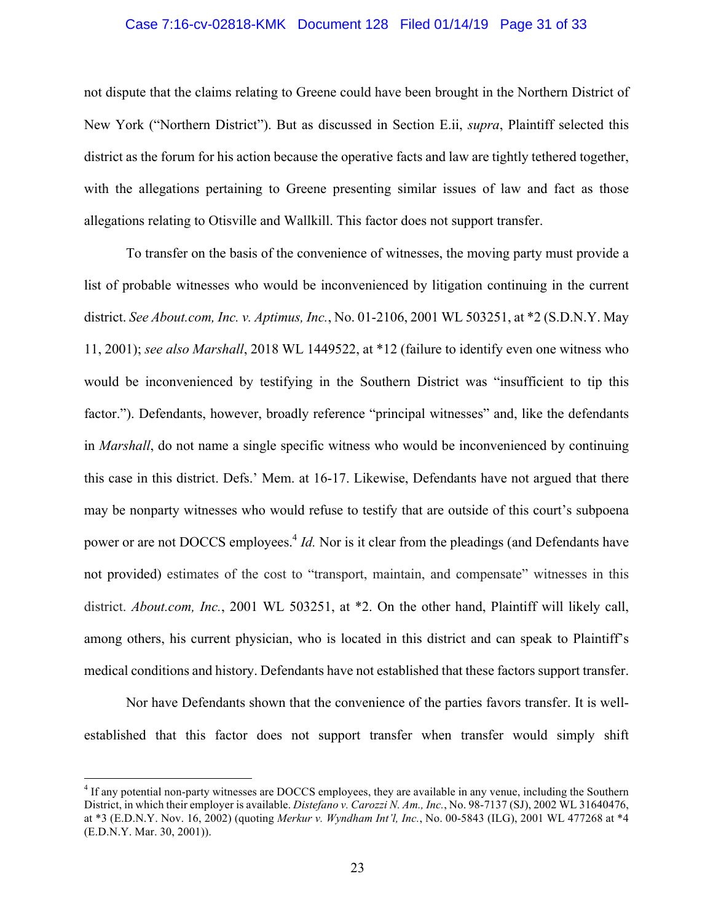not dispute that the claims relating to Greene could have been brought in the Northern District of New York ("Northern District"). But as discussed in Section E.ii, *supra*, Plaintiff selected this district as the forum for his action because the operative facts and law are tightly tethered together, with the allegations pertaining to Greene presenting similar issues of law and fact as those allegations relating to Otisville and Wallkill. This factor does not support transfer.

To transfer on the basis of the convenience of witnesses, the moving party must provide a list of probable witnesses who would be inconvenienced by litigation continuing in the current district. *See About.com, Inc. v. Aptimus, Inc.*, No. 01-2106, 2001 WL 503251, at *2 (S.D.N.Y. May 11, 2001); *see also Marshall*, 2018 WL 1449522, at *12 (failure to identify even one witness who would be inconvenienced by testifying in the Southern District was "insufficient to tip this factor."). Defendants, however, broadly reference "principal witnesses" and, like the defendants in *Marshall*, do not name a single specific witness who would be inconvenienced by continuing this case in this district. Defs.' Mem. at 16-17. Likewise, Defendants have not argued that there may be nonparty witnesses who would refuse to testify that are outside of this court's subpoena power or are not DOCCS employees.[4] *Id.* Nor is it clear from the pleadings (and Defendants have not provided) estimates of the cost to "transport, maintain, and compensate" witnesses in this district. *About.com, Inc.*, 2001 WL 503251, at *2. On the other hand, Plaintiff will likely call, among others, his current physician, who is located in this district and can speak to Plaintiff's medical conditions and history. Defendants have not established that these factors support transfer.

Nor have Defendants shown that the convenience of the parties favors transfer. It is well-established that this factor does not support transfer when transfer would simply shift

---

[4] If any potential non-party witnesses are DOCCS employees, they are available in any venue, including the Southern District, in which their employer is available. *Distefano v. Carozzi N. Am., Inc.*, No. 98-7137 (SJ), 2002 WL 31640476, at *3 (E.D.N.Y. Nov. 16, 2002) (quoting *Merkur v. Wyndham Int'l, Inc.*, No. 00-5843 (ILG), 2001 WL 477268 at *4 (E.D.N.Y. Mar. 30, 2001)).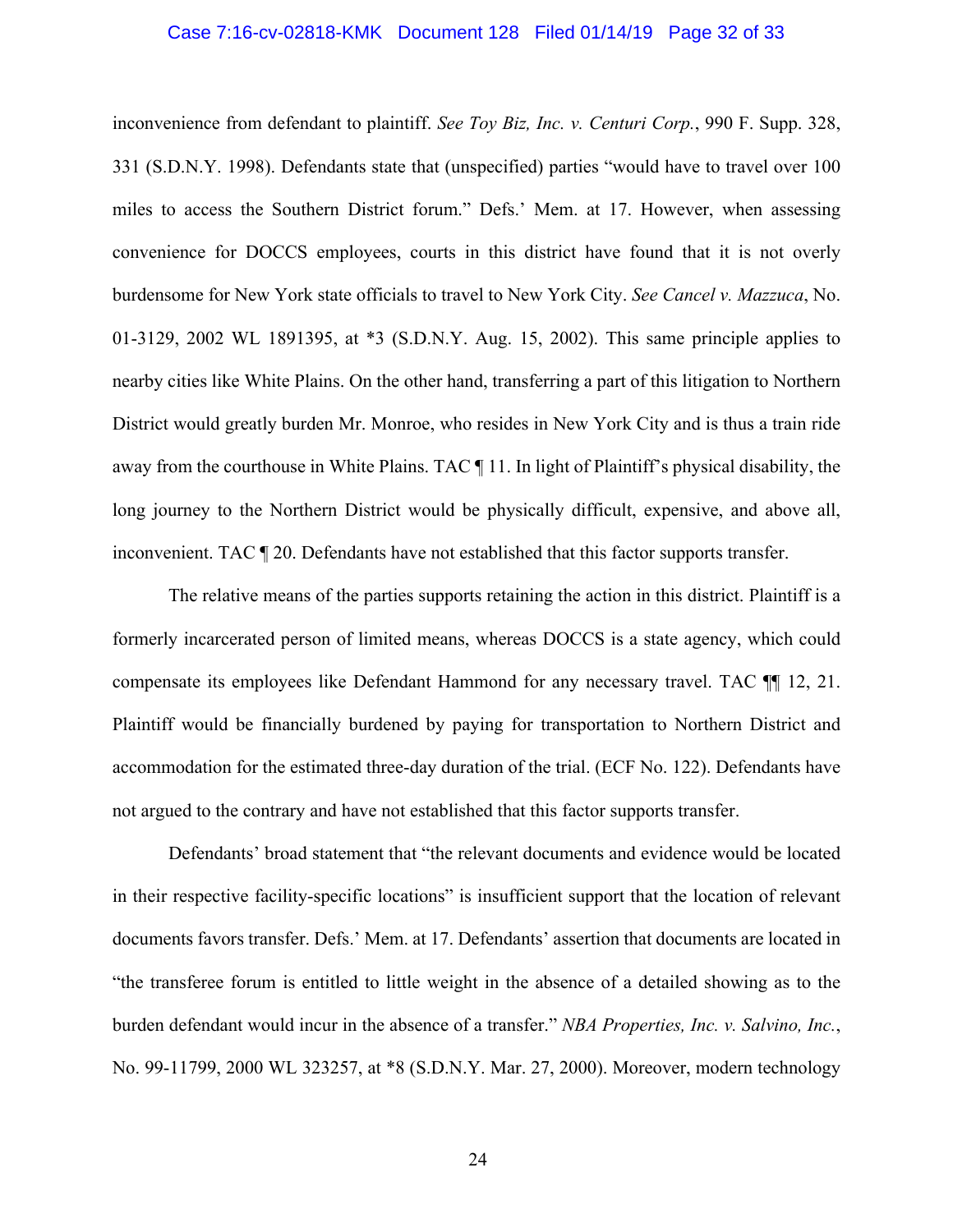inconvenience from defendant to plaintiff. *See Toy Biz, Inc. v. Centuri Corp.*, 990 F. Supp. 328, 331 (S.D.N.Y. 1998). Defendants state that (unspecified) parties "would have to travel over 100 miles to access the Southern District forum." Defs.' Mem. at 17. However, when assessing convenience for DOCCS employees, courts in this district have found that it is not overly burdensome for New York state officials to travel to New York City. *See Cancel v. Mazzuca*, No. 01-3129, 2002 WL 1891395, at *3 (S.D.N.Y. Aug. 15, 2002). This same principle applies to nearby cities like White Plains. On the other hand, transferring a part of this litigation to Northern District would greatly burden Mr. Monroe, who resides in New York City and is thus a train ride away from the courthouse in White Plains. TAC ¶ 11. In light of Plaintiff's physical disability, the long journey to the Northern District would be physically difficult, expensive, and above all, inconvenient. TAC ¶ 20. Defendants have not established that this factor supports transfer.

The relative means of the parties supports retaining the action in this district. Plaintiff is a formerly incarcerated person of limited means, whereas DOCCS is a state agency, which could compensate its employees like Defendant Hammond for any necessary travel. TAC ¶¶ 12, 21. Plaintiff would be financially burdened by paying for transportation to Northern District and accommodation for the estimated three-day duration of the trial. (ECF No. 122). Defendants have not argued to the contrary and have not established that this factor supports transfer.

Defendants' broad statement that "the relevant documents and evidence would be located in their respective facility-specific locations" is insufficient support that the location of relevant documents favors transfer. Defs.' Mem. at 17. Defendants' assertion that documents are located in "the transferee forum is entitled to little weight in the absence of a detailed showing as to the burden defendant would incur in the absence of a transfer." *NBA Properties, Inc. v. Salvino, Inc.*, No. 99-11799, 2000 WL 323257, at *8 (S.D.N.Y. Mar. 27, 2000). Moreover, modern technology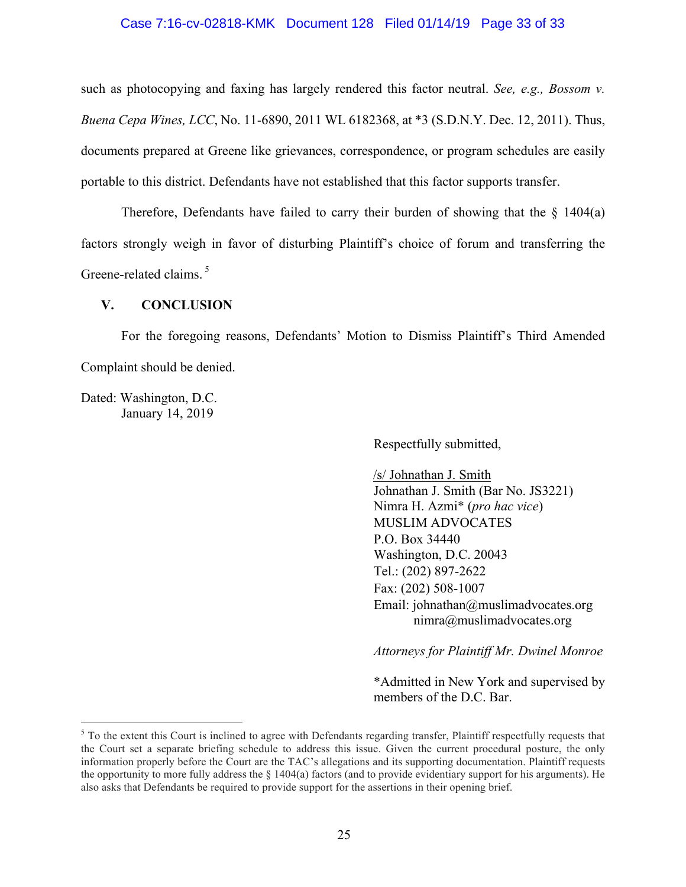such as photocopying and faxing has largely rendered this factor neutral. *See, e.g., Bossom v. Buena Cepa Wines, LCC*, No. 11-6890, 2011 WL 6182368, at *3 (S.D.N.Y. Dec. 12, 2011). Thus, documents prepared at Greene like grievances, correspondence, or program schedules are easily portable to this district. Defendants have not established that this factor supports transfer.

Therefore, Defendants have failed to carry their burden of showing that the § 1404(a) factors strongly weigh in favor of disturbing Plaintiff's choice of forum and transferring the Greene-related claims.[5]

## V. CONCLUSION

For the foregoing reasons, Defendants' Motion to Dismiss Plaintiff's Third Amended Complaint should be denied.

Dated: Washington, D.C.
January 14, 2019

Respectfully submitted,

/s/ Johnathan J. Smith
Johnathan J. Smith (Bar No. JS3221)
Nimra H. Azmi* (*pro hac vice*)
MUSLIM ADVOCATES
P.O. Box 34440
Washington, D.C. 20043
Tel.: (202) 897-2622
Fax: (202) 508-1007
Email: johnathan@muslimadvocates.org
nimra@muslimadvocates.org

*Attorneys for Plaintiff Mr. Dwinel Monroe*

*Admitted in New York and supervised by members of the D.C. Bar.

---

[5] To the extent this Court is inclined to agree with Defendants regarding transfer, Plaintiff respectfully requests that the Court set a separate briefing schedule to address this issue. Given the current procedural posture, the only information properly before the Court are the TAC's allegations and its supporting documentation. Plaintiff requests the opportunity to more fully address the § 1404(a) factors (and to provide evidentiary support for his arguments). He also asks that Defendants be required to provide support for the assertions in their opening brief.